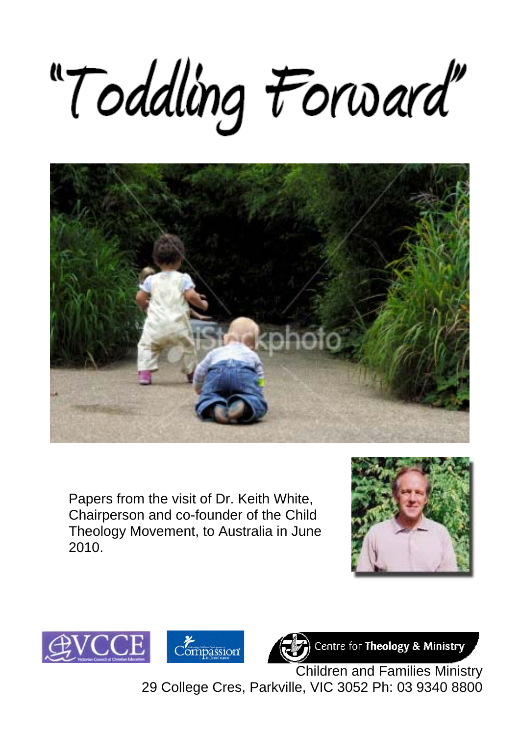# "Toddling Forward"

Papers from the visit of Dr. Keith White, Chairperson and co-founder of the Child Theology Movement, to Australia in June 2010.

Centre for **Theology & Ministry**

Children and Families Ministry

29 College Cres, Parkville, VIC 3052 Ph: 03 9340 8800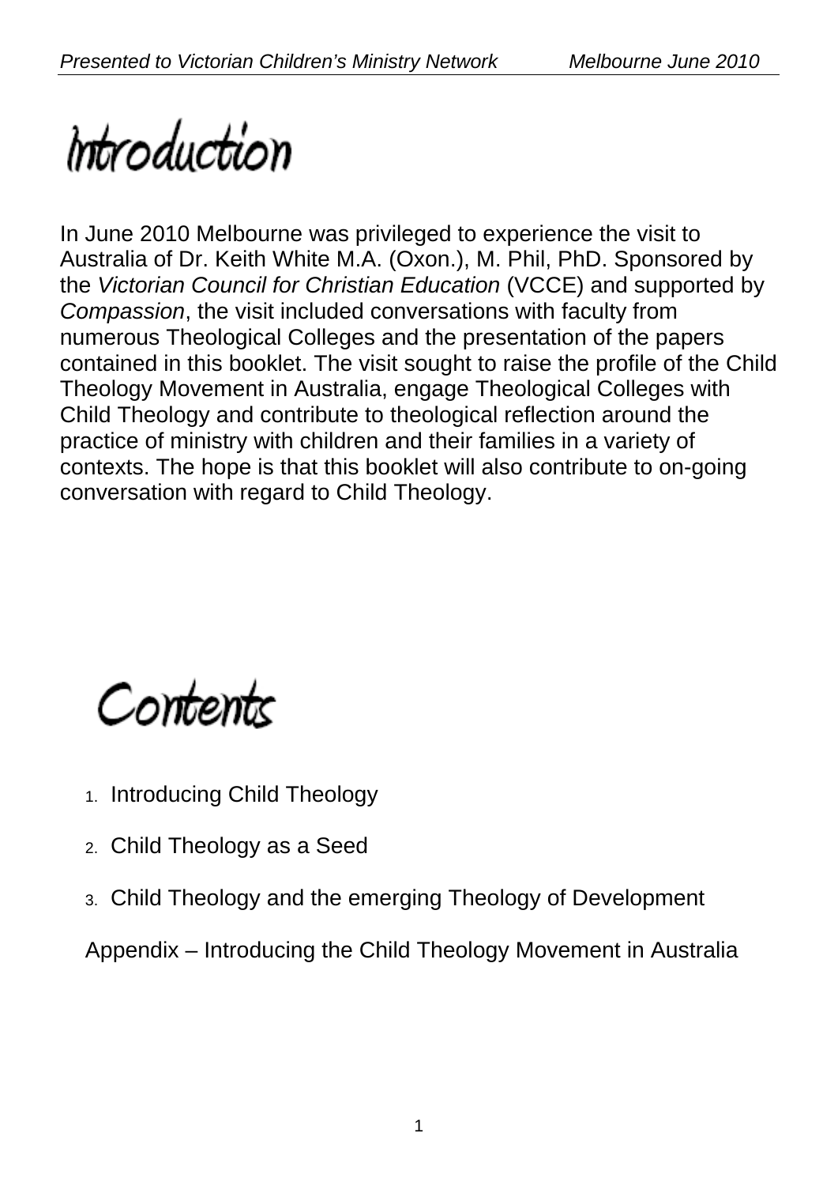# Introduction

In June 2010 Melbourne was privileged to experience the visit to Australia of Dr. Keith White M.A. (Oxon.), M. Phil, PhD. Sponsored by the *Victorian Council for Christian Education* (VCCE) and supported by *Compassion*, the visit included conversations with faculty from numerous Theological Colleges and the presentation of the papers contained in this booklet. The visit sought to raise the profile of the Child Theology Movement in Australia, engage Theological Colleges with Child Theology and contribute to theological reflection around the practice of ministry with children and their families in a variety of contexts. The hope is that this booklet will also contribute to on-going conversation with regard to Child Theology.

# Contents

1. Introducing Child Theology
2. Child Theology as a Seed
3. Child Theology and the emerging Theology of Development

Appendix – Introducing the Child Theology Movement in Australia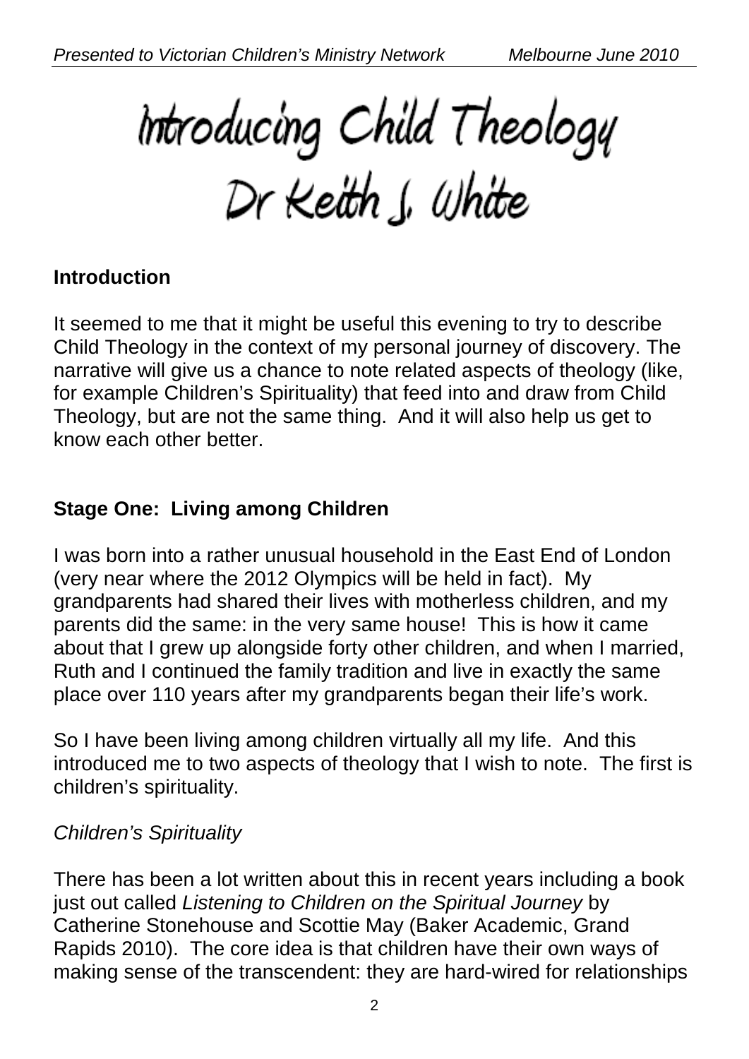# Introducing Child Theology
# Dr Keith J. White

## Introduction

It seemed to me that it might be useful this evening to try to describe Child Theology in the context of my personal journey of discovery. The narrative will give us a chance to note related aspects of theology (like, for example Children's Spirituality) that feed into and draw from Child Theology, but are not the same thing. And it will also help us get to know each other better.

## Stage One: Living among Children

I was born into a rather unusual household in the East End of London (very near where the 2012 Olympics will be held in fact). My grandparents had shared their lives with motherless children, and my parents did the same: in the very same house! This is how it came about that I grew up alongside forty other children, and when I married, Ruth and I continued the family tradition and live in exactly the same place over 110 years after my grandparents began their life's work.

So I have been living among children virtually all my life. And this introduced me to two aspects of theology that I wish to note. The first is children's spirituality.

*Children's Spirituality*

There has been a lot written about this in recent years including a book just out called *Listening to Children on the Spiritual Journey* by Catherine Stonehouse and Scottie May (Baker Academic, Grand Rapids 2010). The core idea is that children have their own ways of making sense of the transcendent: they are hard-wired for relationships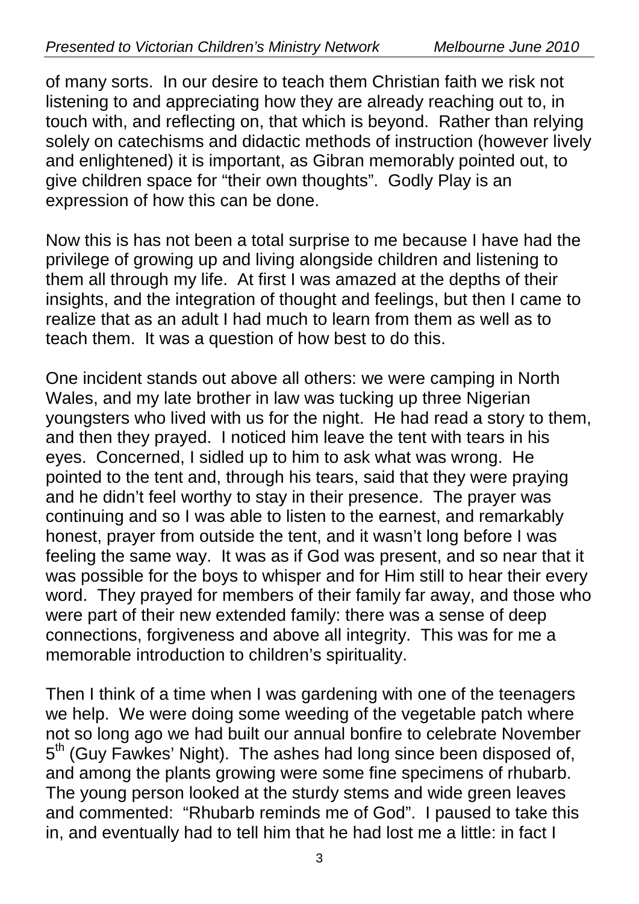of many sorts. In our desire to teach them Christian faith we risk not listening to and appreciating how they are already reaching out to, in touch with, and reflecting on, that which is beyond. Rather than relying solely on catechisms and didactic methods of instruction (however lively and enlightened) it is important, as Gibran memorably pointed out, to give children space for "their own thoughts". Godly Play is an expression of how this can be done.

Now this is has not been a total surprise to me because I have had the privilege of growing up and living alongside children and listening to them all through my life. At first I was amazed at the depths of their insights, and the integration of thought and feelings, but then I came to realize that as an adult I had much to learn from them as well as to teach them. It was a question of how best to do this.

One incident stands out above all others: we were camping in North Wales, and my late brother in law was tucking up three Nigerian youngsters who lived with us for the night. He had read a story to them, and then they prayed. I noticed him leave the tent with tears in his eyes. Concerned, I sidled up to him to ask what was wrong. He pointed to the tent and, through his tears, said that they were praying and he didn't feel worthy to stay in their presence. The prayer was continuing and so I was able to listen to the earnest, and remarkably honest, prayer from outside the tent, and it wasn't long before I was feeling the same way. It was as if God was present, and so near that it was possible for the boys to whisper and for Him still to hear their every word. They prayed for members of their family far away, and those who were part of their new extended family: there was a sense of deep connections, forgiveness and above all integrity. This was for me a memorable introduction to children's spirituality.

Then I think of a time when I was gardening with one of the teenagers we help. We were doing some weeding of the vegetable patch where not so long ago we had built our annual bonfire to celebrate November 5th (Guy Fawkes' Night). The ashes had long since been disposed of, and among the plants growing were some fine specimens of rhubarb. The young person looked at the sturdy stems and wide green leaves and commented: "Rhubarb reminds me of God". I paused to take this in, and eventually had to tell him that he had lost me a little: in fact I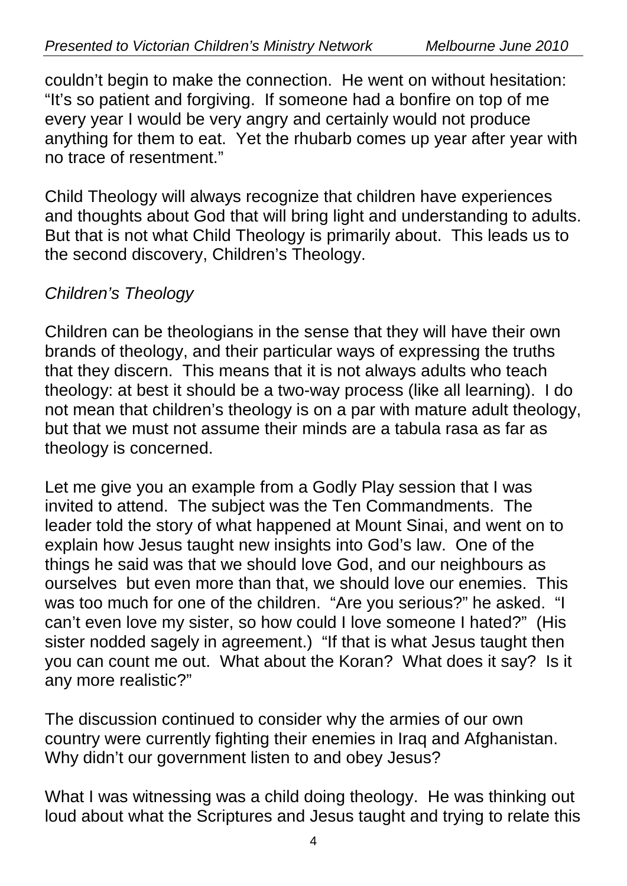couldn't begin to make the connection. He went on without hesitation: "It's so patient and forgiving. If someone had a bonfire on top of me every year I would be very angry and certainly would not produce anything for them to eat. Yet the rhubarb comes up year after year with no trace of resentment."

Child Theology will always recognize that children have experiences and thoughts about God that will bring light and understanding to adults. But that is not what Child Theology is primarily about. This leads us to the second discovery, Children's Theology.

*Children's Theology*

Children can be theologians in the sense that they will have their own brands of theology, and their particular ways of expressing the truths that they discern. This means that it is not always adults who teach theology: at best it should be a two-way process (like all learning). I do not mean that children's theology is on a par with mature adult theology, but that we must not assume their minds are a tabula rasa as far as theology is concerned.

Let me give you an example from a Godly Play session that I was invited to attend. The subject was the Ten Commandments. The leader told the story of what happened at Mount Sinai, and went on to explain how Jesus taught new insights into God's law. One of the things he said was that we should love God, and our neighbours as ourselves but even more than that, we should love our enemies. This was too much for one of the children. "Are you serious?" he asked. "I can't even love my sister, so how could I love someone I hated?" (His sister nodded sagely in agreement.) "If that is what Jesus taught then you can count me out. What about the Koran? What does it say? Is it any more realistic?"

The discussion continued to consider why the armies of our own country were currently fighting their enemies in Iraq and Afghanistan. Why didn't our government listen to and obey Jesus?

What I was witnessing was a child doing theology. He was thinking out loud about what the Scriptures and Jesus taught and trying to relate this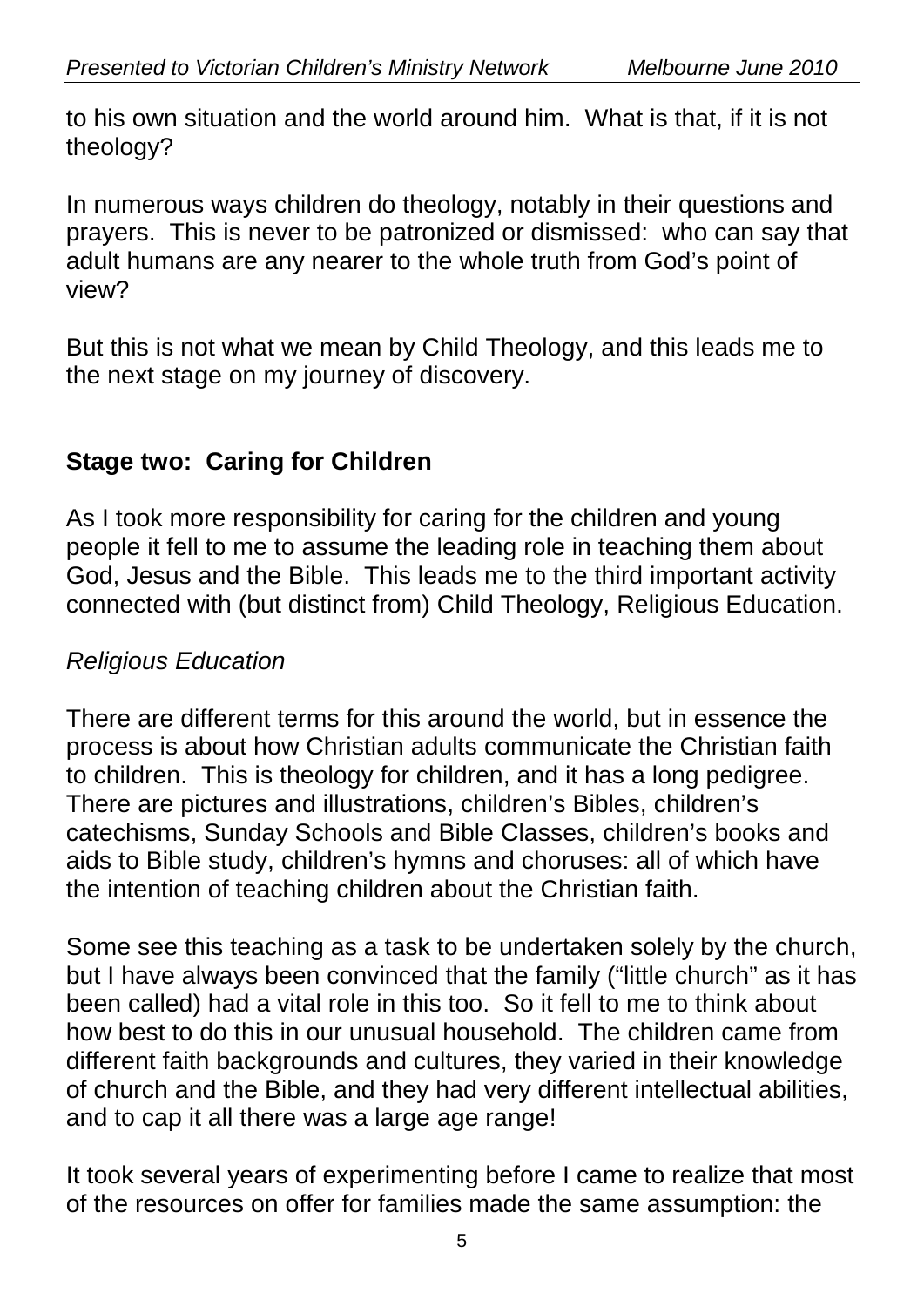to his own situation and the world around him. What is that, if it is not theology?

In numerous ways children do theology, notably in their questions and prayers. This is never to be patronized or dismissed: who can say that adult humans are any nearer to the whole truth from God's point of view?

But this is not what we mean by Child Theology, and this leads me to the next stage on my journey of discovery.

## Stage two: Caring for Children

As I took more responsibility for caring for the children and young people it fell to me to assume the leading role in teaching them about God, Jesus and the Bible. This leads me to the third important activity connected with (but distinct from) Child Theology, Religious Education.

*Religious Education*

There are different terms for this around the world, but in essence the process is about how Christian adults communicate the Christian faith to children. This is theology for children, and it has a long pedigree. There are pictures and illustrations, children's Bibles, children's catechisms, Sunday Schools and Bible Classes, children's books and aids to Bible study, children's hymns and choruses: all of which have the intention of teaching children about the Christian faith.

Some see this teaching as a task to be undertaken solely by the church, but I have always been convinced that the family ("little church" as it has been called) had a vital role in this too. So it fell to me to think about how best to do this in our unusual household. The children came from different faith backgrounds and cultures, they varied in their knowledge of church and the Bible, and they had very different intellectual abilities, and to cap it all there was a large age range!

It took several years of experimenting before I came to realize that most of the resources on offer for families made the same assumption: the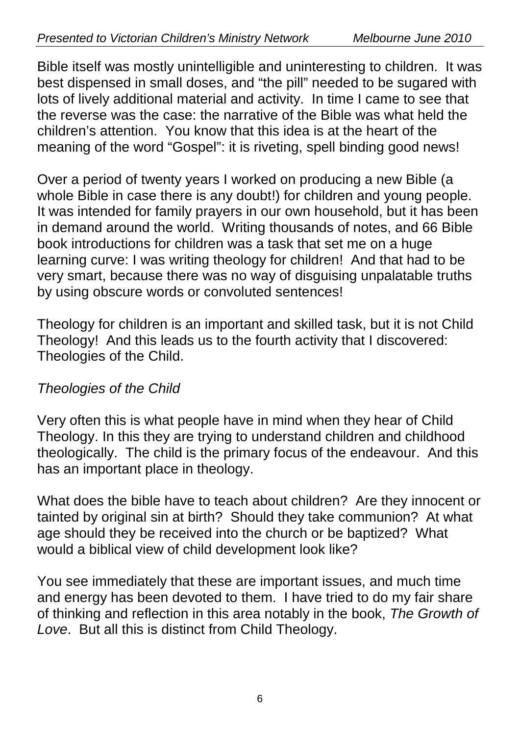Bible itself was mostly unintelligible and uninteresting to children. It was best dispensed in small doses, and "the pill" needed to be sugared with lots of lively additional material and activity. In time I came to see that the reverse was the case: the narrative of the Bible was what held the children's attention. You know that this idea is at the heart of the meaning of the word "Gospel": it is riveting, spell binding good news!

Over a period of twenty years I worked on producing a new Bible (a whole Bible in case there is any doubt!) for children and young people. It was intended for family prayers in our own household, but it has been in demand around the world. Writing thousands of notes, and 66 Bible book introductions for children was a task that set me on a huge learning curve: I was writing theology for children! And that had to be very smart, because there was no way of disguising unpalatable truths by using obscure words or convoluted sentences!

Theology for children is an important and skilled task, but it is not Child Theology! And this leads us to the fourth activity that I discovered: Theologies of the Child.

*Theologies of the Child*

Very often this is what people have in mind when they hear of Child Theology. In this they are trying to understand children and childhood theologically. The child is the primary focus of the endeavour. And this has an important place in theology.

What does the bible have to teach about children? Are they innocent or tainted by original sin at birth? Should they take communion? At what age should they be received into the church or be baptized? What would a biblical view of child development look like?

You see immediately that these are important issues, and much time and energy has been devoted to them. I have tried to do my fair share of thinking and reflection in this area notably in the book, *The Growth of Love*. But all this is distinct from Child Theology.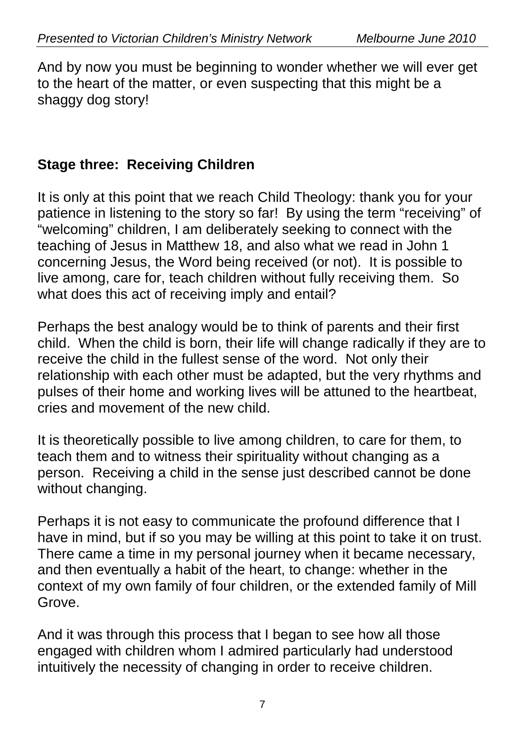And by now you must be beginning to wonder whether we will ever get to the heart of the matter, or even suspecting that this might be a shaggy dog story!

## Stage three: Receiving Children

It is only at this point that we reach Child Theology: thank you for your patience in listening to the story so far! By using the term "receiving" of "welcoming" children, I am deliberately seeking to connect with the teaching of Jesus in Matthew 18, and also what we read in John 1 concerning Jesus, the Word being received (or not). It is possible to live among, care for, teach children without fully receiving them. So what does this act of receiving imply and entail?

Perhaps the best analogy would be to think of parents and their first child. When the child is born, their life will change radically if they are to receive the child in the fullest sense of the word. Not only their relationship with each other must be adapted, but the very rhythms and pulses of their home and working lives will be attuned to the heartbeat, cries and movement of the new child.

It is theoretically possible to live among children, to care for them, to teach them and to witness their spirituality without changing as a person. Receiving a child in the sense just described cannot be done without changing.

Perhaps it is not easy to communicate the profound difference that I have in mind, but if so you may be willing at this point to take it on trust. There came a time in my personal journey when it became necessary, and then eventually a habit of the heart, to change: whether in the context of my own family of four children, or the extended family of Mill Grove.

And it was through this process that I began to see how all those engaged with children whom I admired particularly had understood intuitively the necessity of changing in order to receive children.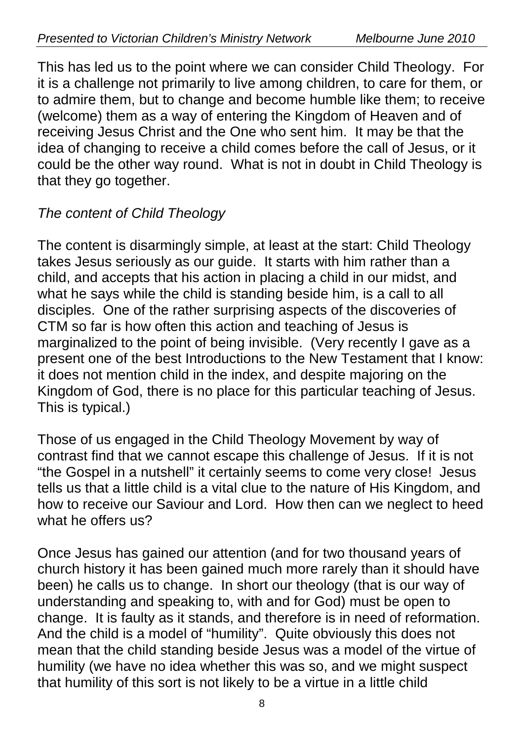This has led us to the point where we can consider Child Theology. For it is a challenge not primarily to live among children, to care for them, or to admire them, but to change and become humble like them; to receive (welcome) them as a way of entering the Kingdom of Heaven and of receiving Jesus Christ and the One who sent him. It may be that the idea of changing to receive a child comes before the call of Jesus, or it could be the other way round. What is not in doubt in Child Theology is that they go together.

*The content of Child Theology*

The content is disarmingly simple, at least at the start: Child Theology takes Jesus seriously as our guide. It starts with him rather than a child, and accepts that his action in placing a child in our midst, and what he says while the child is standing beside him, is a call to all disciples. One of the rather surprising aspects of the discoveries of CTM so far is how often this action and teaching of Jesus is marginalized to the point of being invisible. (Very recently I gave as a present one of the best Introductions to the New Testament that I know: it does not mention child in the index, and despite majoring on the Kingdom of God, there is no place for this particular teaching of Jesus. This is typical.)

Those of us engaged in the Child Theology Movement by way of contrast find that we cannot escape this challenge of Jesus. If it is not "the Gospel in a nutshell" it certainly seems to come very close! Jesus tells us that a little child is a vital clue to the nature of His Kingdom, and how to receive our Saviour and Lord. How then can we neglect to heed what he offers us?

Once Jesus has gained our attention (and for two thousand years of church history it has been gained much more rarely than it should have been) he calls us to change. In short our theology (that is our way of understanding and speaking to, with and for God) must be open to change. It is faulty as it stands, and therefore is in need of reformation. And the child is a model of "humility". Quite obviously this does not mean that the child standing beside Jesus was a model of the virtue of humility (we have no idea whether this was so, and we might suspect that humility of this sort is not likely to be a virtue in a little child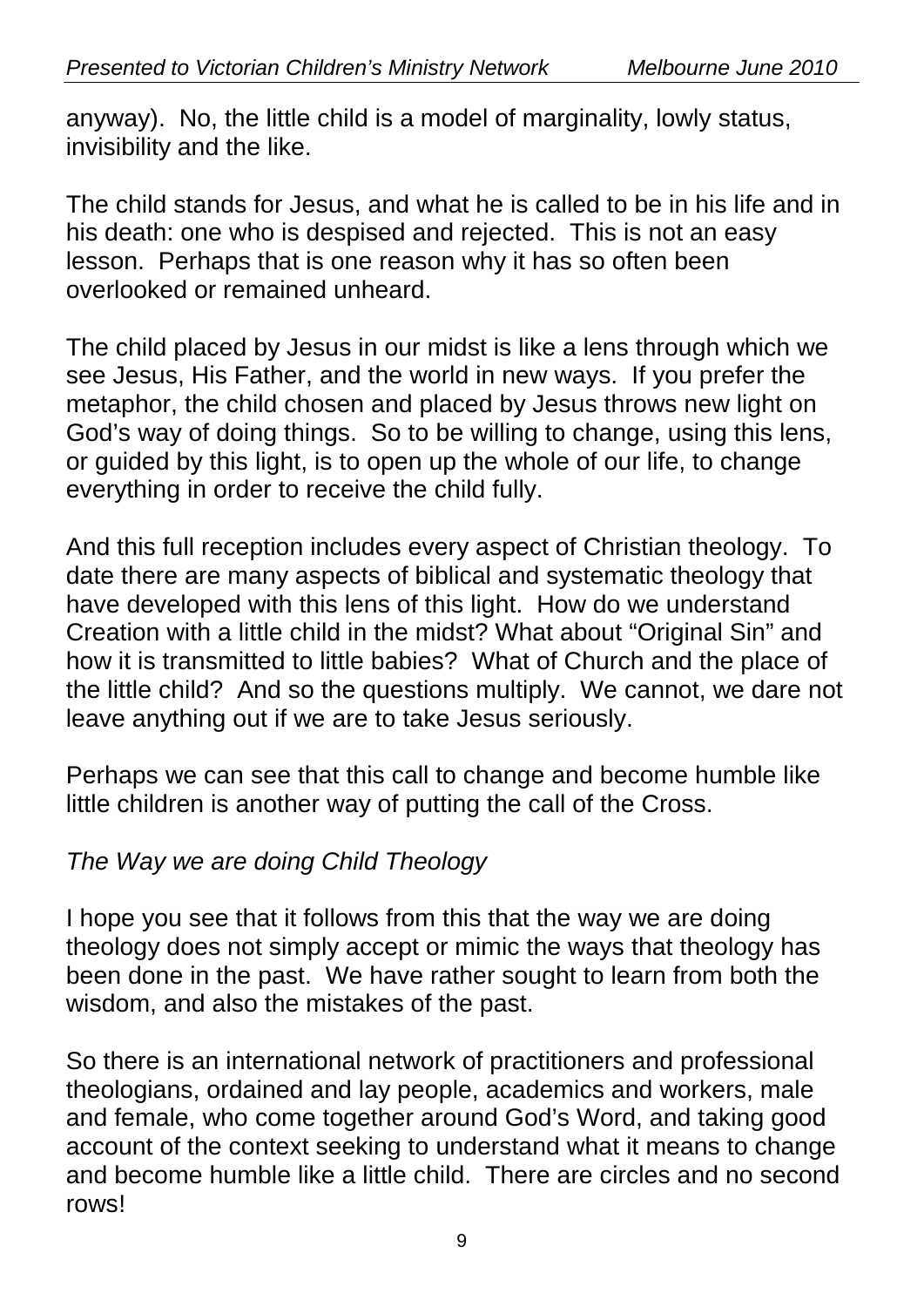anyway). No, the little child is a model of marginality, lowly status, invisibility and the like.

The child stands for Jesus, and what he is called to be in his life and in his death: one who is despised and rejected. This is not an easy lesson. Perhaps that is one reason why it has so often been overlooked or remained unheard.

The child placed by Jesus in our midst is like a lens through which we see Jesus, His Father, and the world in new ways. If you prefer the metaphor, the child chosen and placed by Jesus throws new light on God's way of doing things. So to be willing to change, using this lens, or guided by this light, is to open up the whole of our life, to change everything in order to receive the child fully.

And this full reception includes every aspect of Christian theology. To date there are many aspects of biblical and systematic theology that have developed with this lens of this light. How do we understand Creation with a little child in the midst? What about "Original Sin" and how it is transmitted to little babies? What of Church and the place of the little child? And so the questions multiply. We cannot, we dare not leave anything out if we are to take Jesus seriously.

Perhaps we can see that this call to change and become humble like little children is another way of putting the call of the Cross.

*The Way we are doing Child Theology*

I hope you see that it follows from this that the way we are doing theology does not simply accept or mimic the ways that theology has been done in the past. We have rather sought to learn from both the wisdom, and also the mistakes of the past.

So there is an international network of practitioners and professional theologians, ordained and lay people, academics and workers, male and female, who come together around God's Word, and taking good account of the context seeking to understand what it means to change and become humble like a little child. There are circles and no second rows!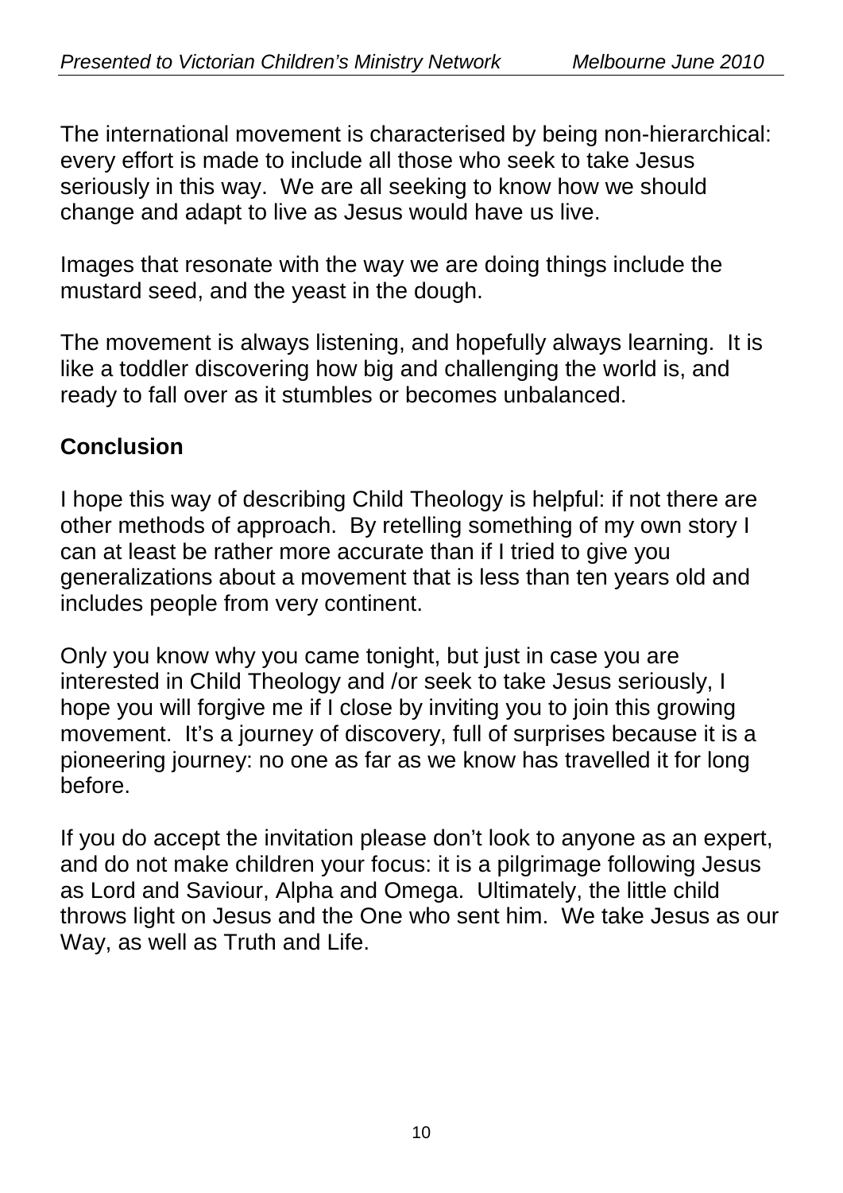The international movement is characterised by being non-hierarchical: every effort is made to include all those who seek to take Jesus seriously in this way. We are all seeking to know how we should change and adapt to live as Jesus would have us live.

Images that resonate with the way we are doing things include the mustard seed, and the yeast in the dough.

The movement is always listening, and hopefully always learning. It is like a toddler discovering how big and challenging the world is, and ready to fall over as it stumbles or becomes unbalanced.

## Conclusion

I hope this way of describing Child Theology is helpful: if not there are other methods of approach. By retelling something of my own story I can at least be rather more accurate than if I tried to give you generalizations about a movement that is less than ten years old and includes people from very continent.

Only you know why you came tonight, but just in case you are interested in Child Theology and /or seek to take Jesus seriously, I hope you will forgive me if I close by inviting you to join this growing movement. It's a journey of discovery, full of surprises because it is a pioneering journey: no one as far as we know has travelled it for long before.

If you do accept the invitation please don't look to anyone as an expert, and do not make children your focus: it is a pilgrimage following Jesus as Lord and Saviour, Alpha and Omega. Ultimately, the little child throws light on Jesus and the One who sent him. We take Jesus as our Way, as well as Truth and Life.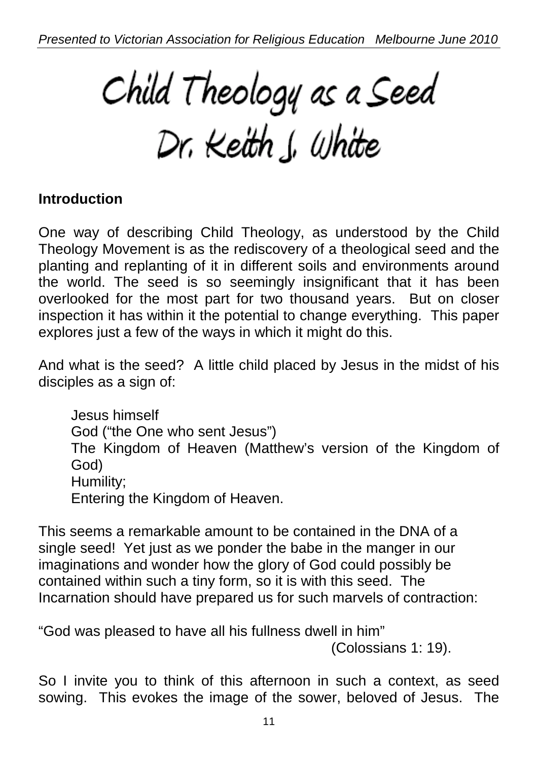# Child Theology as a Seed

## Dr. Keith J. White

**Introduction**

One way of describing Child Theology, as understood by the Child Theology Movement is as the rediscovery of a theological seed and the planting and replanting of it in different soils and environments around the world. The seed is so seemingly insignificant that it has been overlooked for the most part for two thousand years. But on closer inspection it has within it the potential to change everything. This paper explores just a few of the ways in which it might do this.

And what is the seed? A little child placed by Jesus in the midst of his disciples as a sign of:

> Jesus himself
> God ("the One who sent Jesus")
> The Kingdom of Heaven (Matthew's version of the Kingdom of God)
> Humility;
> Entering the Kingdom of Heaven.

This seems a remarkable amount to be contained in the DNA of a single seed! Yet just as we ponder the babe in the manger in our imaginations and wonder how the glory of God could possibly be contained within such a tiny form, so it is with this seed. The Incarnation should have prepared us for such marvels of contraction:

"God was pleased to have all his fullness dwell in him"
(Colossians 1: 19).

So I invite you to think of this afternoon in such a context, as seed sowing. This evokes the image of the sower, beloved of Jesus. The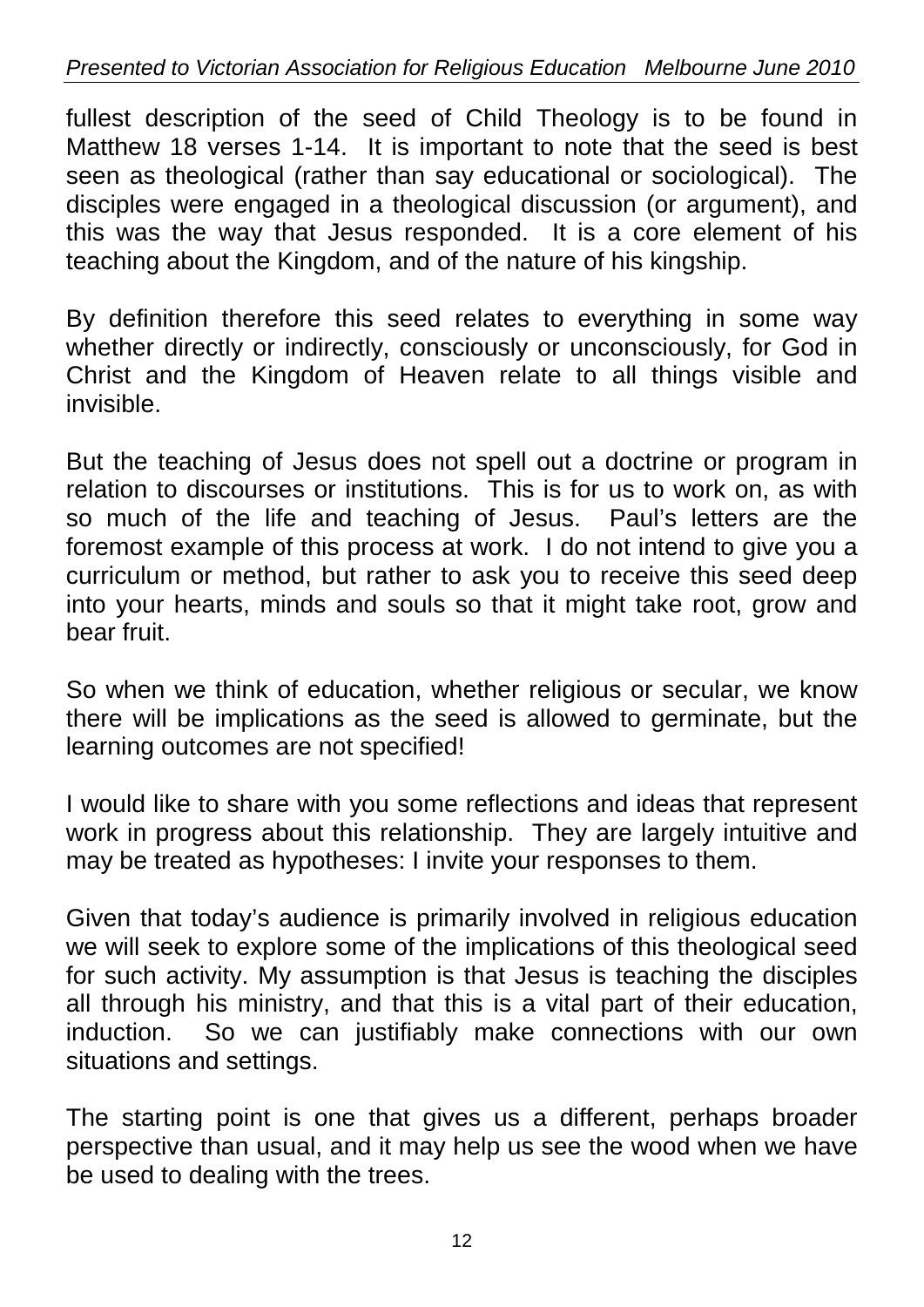fullest description of the seed of Child Theology is to be found in Matthew 18 verses 1-14. It is important to note that the seed is best seen as theological (rather than say educational or sociological). The disciples were engaged in a theological discussion (or argument), and this was the way that Jesus responded. It is a core element of his teaching about the Kingdom, and of the nature of his kingship.

By definition therefore this seed relates to everything in some way whether directly or indirectly, consciously or unconsciously, for God in Christ and the Kingdom of Heaven relate to all things visible and invisible.

But the teaching of Jesus does not spell out a doctrine or program in relation to discourses or institutions. This is for us to work on, as with so much of the life and teaching of Jesus. Paul's letters are the foremost example of this process at work. I do not intend to give you a curriculum or method, but rather to ask you to receive this seed deep into your hearts, minds and souls so that it might take root, grow and bear fruit.

So when we think of education, whether religious or secular, we know there will be implications as the seed is allowed to germinate, but the learning outcomes are not specified!

I would like to share with you some reflections and ideas that represent work in progress about this relationship. They are largely intuitive and may be treated as hypotheses: I invite your responses to them.

Given that today's audience is primarily involved in religious education we will seek to explore some of the implications of this theological seed for such activity. My assumption is that Jesus is teaching the disciples all through his ministry, and that this is a vital part of their education, induction. So we can justifiably make connections with our own situations and settings.

The starting point is one that gives us a different, perhaps broader perspective than usual, and it may help us see the wood when we have be used to dealing with the trees.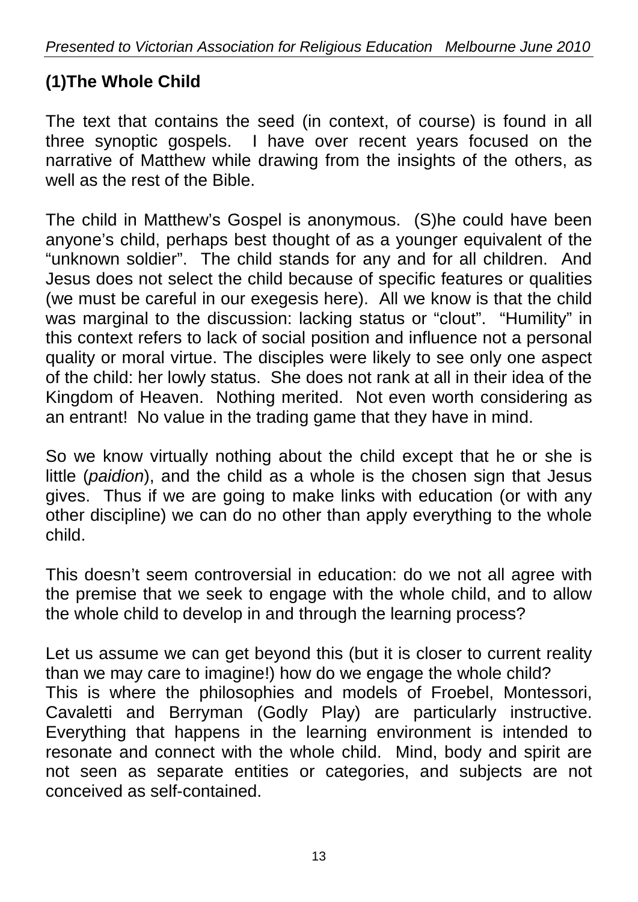## (1)The Whole Child

The text that contains the seed (in context, of course) is found in all three synoptic gospels. I have over recent years focused on the narrative of Matthew while drawing from the insights of the others, as well as the rest of the Bible.

The child in Matthew's Gospel is anonymous. (S)he could have been anyone's child, perhaps best thought of as a younger equivalent of the "unknown soldier". The child stands for any and for all children. And Jesus does not select the child because of specific features or qualities (we must be careful in our exegesis here). All we know is that the child was marginal to the discussion: lacking status or "clout". "Humility" in this context refers to lack of social position and influence not a personal quality or moral virtue. The disciples were likely to see only one aspect of the child: her lowly status. She does not rank at all in their idea of the Kingdom of Heaven. Nothing merited. Not even worth considering as an entrant! No value in the trading game that they have in mind.

So we know virtually nothing about the child except that he or she is little (*paidion*), and the child as a whole is the chosen sign that Jesus gives. Thus if we are going to make links with education (or with any other discipline) we can do no other than apply everything to the whole child.

This doesn't seem controversial in education: do we not all agree with the premise that we seek to engage with the whole child, and to allow the whole child to develop in and through the learning process?

Let us assume we can get beyond this (but it is closer to current reality than we may care to imagine!) how do we engage the whole child?
This is where the philosophies and models of Froebel, Montessori, Cavaletti and Berryman (Godly Play) are particularly instructive. Everything that happens in the learning environment is intended to resonate and connect with the whole child. Mind, body and spirit are not seen as separate entities or categories, and subjects are not conceived as self-contained.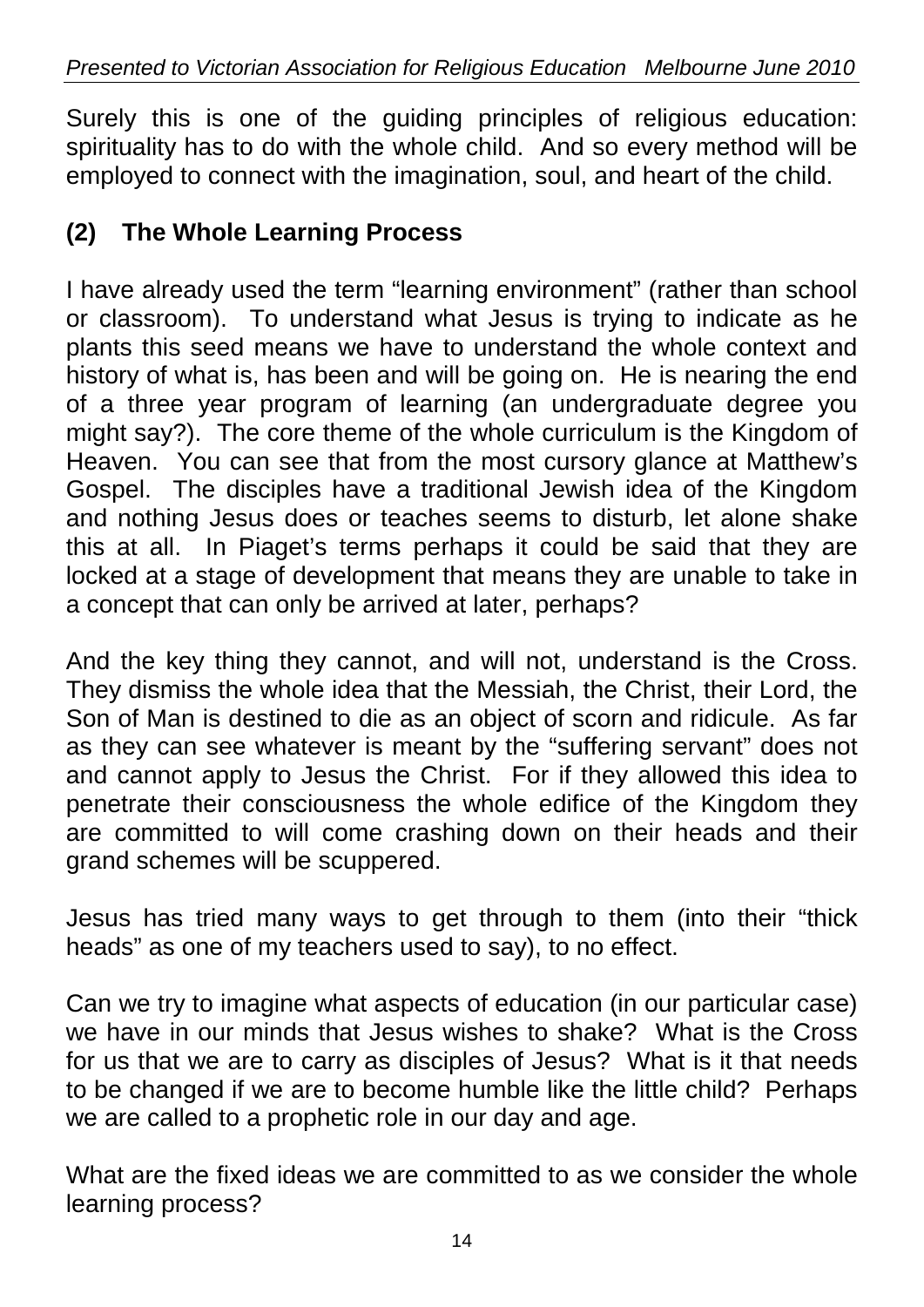Surely this is one of the guiding principles of religious education: spirituality has to do with the whole child. And so every method will be employed to connect with the imagination, soul, and heart of the child.

## (2) The Whole Learning Process

I have already used the term "learning environment" (rather than school or classroom). To understand what Jesus is trying to indicate as he plants this seed means we have to understand the whole context and history of what is, has been and will be going on. He is nearing the end of a three year program of learning (an undergraduate degree you might say?). The core theme of the whole curriculum is the Kingdom of Heaven. You can see that from the most cursory glance at Matthew's Gospel. The disciples have a traditional Jewish idea of the Kingdom and nothing Jesus does or teaches seems to disturb, let alone shake this at all. In Piaget's terms perhaps it could be said that they are locked at a stage of development that means they are unable to take in a concept that can only be arrived at later, perhaps?

And the key thing they cannot, and will not, understand is the Cross. They dismiss the whole idea that the Messiah, the Christ, their Lord, the Son of Man is destined to die as an object of scorn and ridicule. As far as they can see whatever is meant by the "suffering servant" does not and cannot apply to Jesus the Christ. For if they allowed this idea to penetrate their consciousness the whole edifice of the Kingdom they are committed to will come crashing down on their heads and their grand schemes will be scuppered.

Jesus has tried many ways to get through to them (into their "thick heads" as one of my teachers used to say), to no effect.

Can we try to imagine what aspects of education (in our particular case) we have in our minds that Jesus wishes to shake? What is the Cross for us that we are to carry as disciples of Jesus? What is it that needs to be changed if we are to become humble like the little child? Perhaps we are called to a prophetic role in our day and age.

What are the fixed ideas we are committed to as we consider the whole learning process?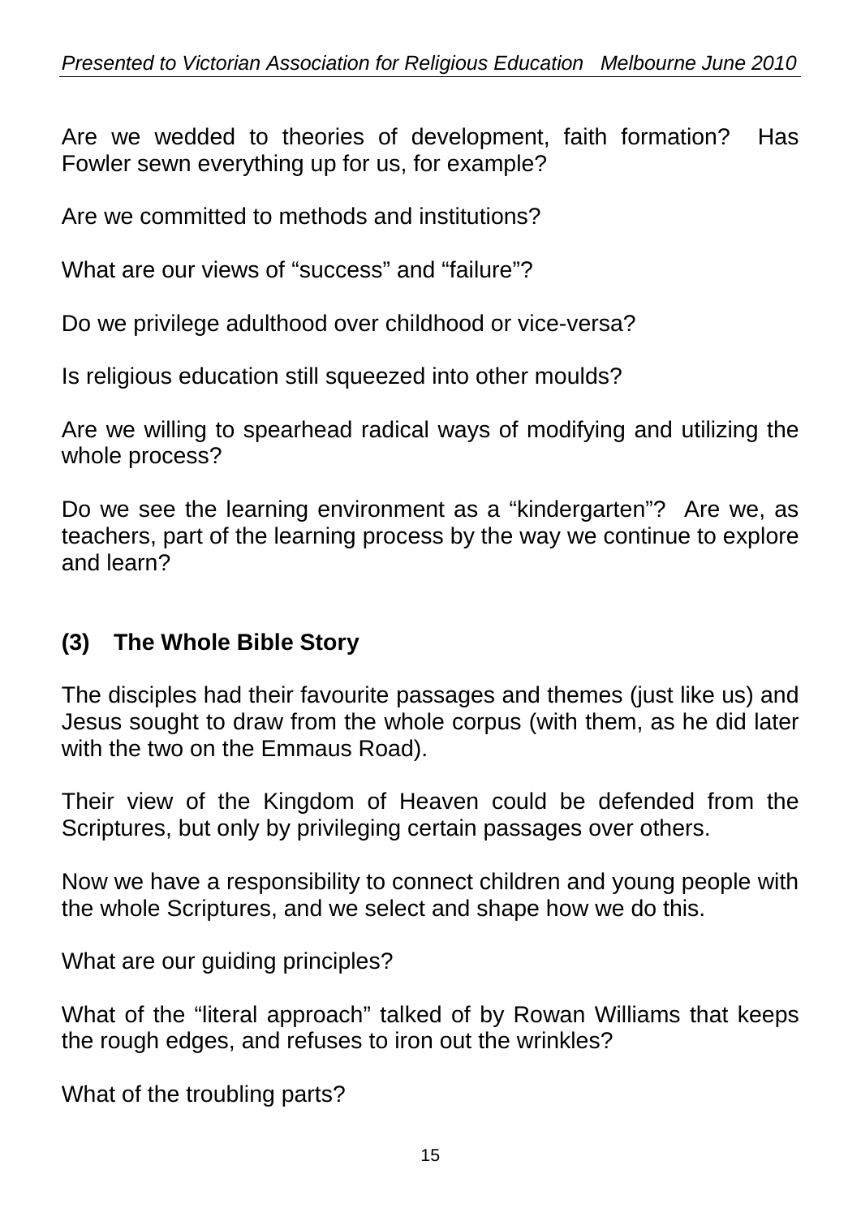Are we wedded to theories of development, faith formation? Has Fowler sewn everything up for us, for example?

Are we committed to methods and institutions?

What are our views of "success" and "failure"?

Do we privilege adulthood over childhood or vice-versa?

Is religious education still squeezed into other moulds?

Are we willing to spearhead radical ways of modifying and utilizing the whole process?

Do we see the learning environment as a "kindergarten"? Are we, as teachers, part of the learning process by the way we continue to explore and learn?

## (3) The Whole Bible Story

The disciples had their favourite passages and themes (just like us) and Jesus sought to draw from the whole corpus (with them, as he did later with the two on the Emmaus Road).

Their view of the Kingdom of Heaven could be defended from the Scriptures, but only by privileging certain passages over others.

Now we have a responsibility to connect children and young people with the whole Scriptures, and we select and shape how we do this.

What are our guiding principles?

What of the "literal approach" talked of by Rowan Williams that keeps the rough edges, and refuses to iron out the wrinkles?

What of the troubling parts?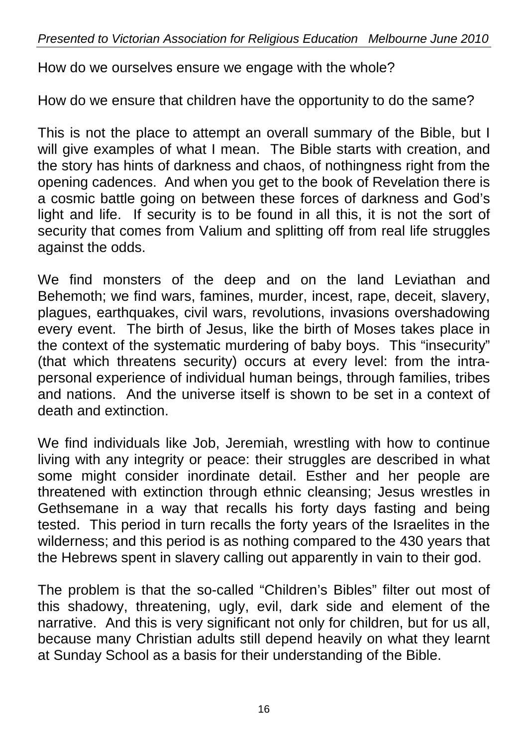How do we ourselves ensure we engage with the whole?

How do we ensure that children have the opportunity to do the same?

This is not the place to attempt an overall summary of the Bible, but I will give examples of what I mean. The Bible starts with creation, and the story has hints of darkness and chaos, of nothingness right from the opening cadences. And when you get to the book of Revelation there is a cosmic battle going on between these forces of darkness and God's light and life. If security is to be found in all this, it is not the sort of security that comes from Valium and splitting off from real life struggles against the odds.

We find monsters of the deep and on the land Leviathan and Behemoth; we find wars, famines, murder, incest, rape, deceit, slavery, plagues, earthquakes, civil wars, revolutions, invasions overshadowing every event. The birth of Jesus, like the birth of Moses takes place in the context of the systematic murdering of baby boys. This "insecurity" (that which threatens security) occurs at every level: from the intra-personal experience of individual human beings, through families, tribes and nations. And the universe itself is shown to be set in a context of death and extinction.

We find individuals like Job, Jeremiah, wrestling with how to continue living with any integrity or peace: their struggles are described in what some might consider inordinate detail. Esther and her people are threatened with extinction through ethnic cleansing; Jesus wrestles in Gethsemane in a way that recalls his forty days fasting and being tested. This period in turn recalls the forty years of the Israelites in the wilderness; and this period is as nothing compared to the 430 years that the Hebrews spent in slavery calling out apparently in vain to their god.

The problem is that the so-called "Children's Bibles" filter out most of this shadowy, threatening, ugly, evil, dark side and element of the narrative. And this is very significant not only for children, but for us all, because many Christian adults still depend heavily on what they learnt at Sunday School as a basis for their understanding of the Bible.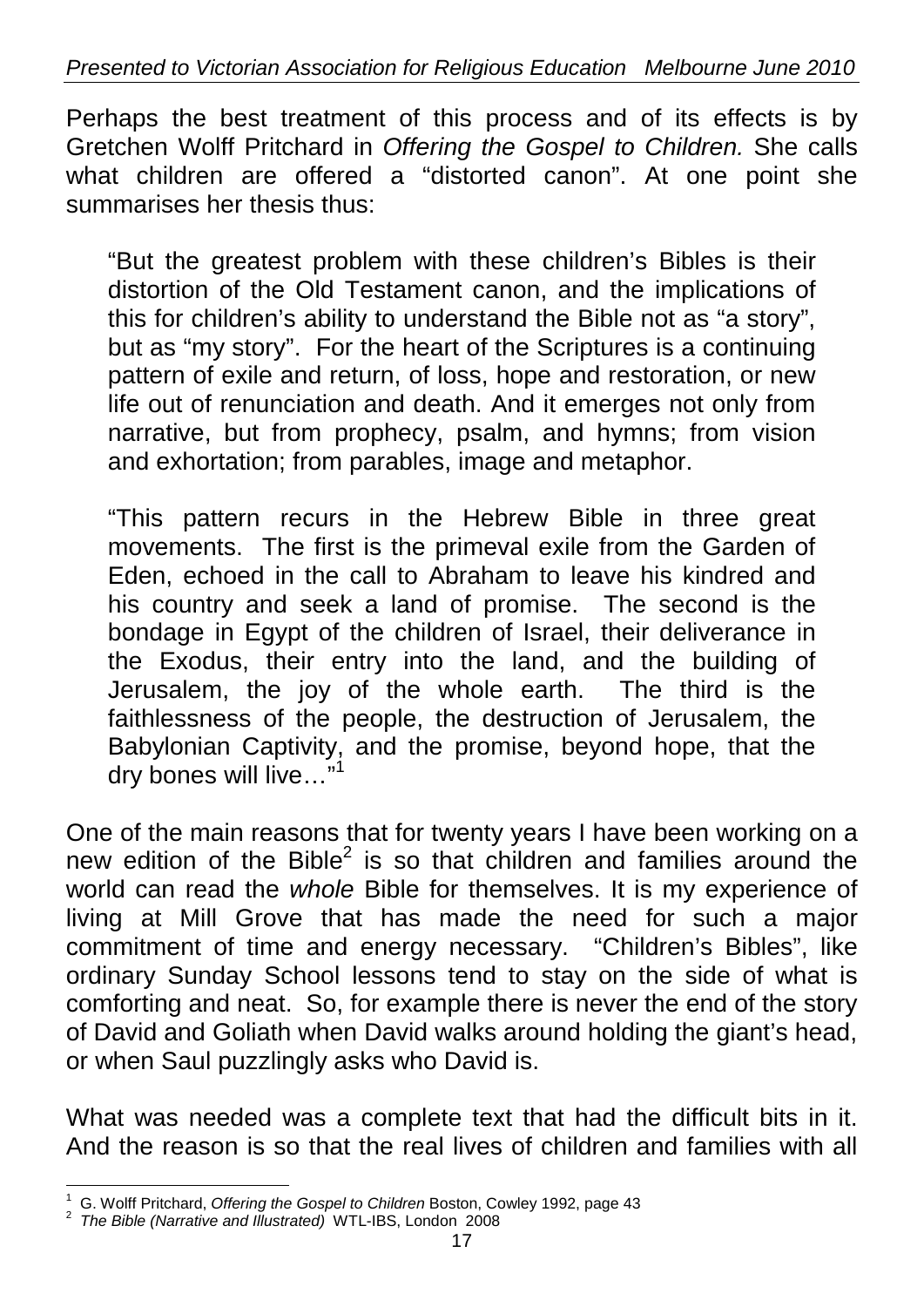Perhaps the best treatment of this process and of its effects is by Gretchen Wolff Pritchard in *Offering the Gospel to Children.* She calls what children are offered a "distorted canon". At one point she summarises her thesis thus:

> "But the greatest problem with these children's Bibles is their distortion of the Old Testament canon, and the implications of this for children's ability to understand the Bible not as "a story", but as "my story". For the heart of the Scriptures is a continuing pattern of exile and return, of loss, hope and restoration, or new life out of renunciation and death. And it emerges not only from narrative, but from prophecy, psalm, and hymns; from vision and exhortation; from parables, image and metaphor.
>
> "This pattern recurs in the Hebrew Bible in three great movements. The first is the primeval exile from the Garden of Eden, echoed in the call to Abraham to leave his kindred and his country and seek a land of promise. The second is the bondage in Egypt of the children of Israel, their deliverance in the Exodus, their entry into the land, and the building of Jerusalem, the joy of the whole earth. The third is the faithlessness of the people, the destruction of Jerusalem, the Babylonian Captivity, and the promise, beyond hope, that the dry bones will live…"[1]

One of the main reasons that for twenty years I have been working on a new edition of the Bible[2] is so that children and families around the world can read the *whole* Bible for themselves. It is my experience of living at Mill Grove that has made the need for such a major commitment of time and energy necessary. "Children's Bibles", like ordinary Sunday School lessons tend to stay on the side of what is comforting and neat. So, for example there is never the end of the story of David and Goliath when David walks around holding the giant's head, or when Saul puzzlingly asks who David is.

What was needed was a complete text that had the difficult bits in it. And the reason is so that the real lives of children and families with all

---

[1] G. Wolff Pritchard, *Offering the Gospel to Children* Boston, Cowley 1992, page 43

[2] *The Bible (Narrative and Illustrated)* WTL-IBS, London 2008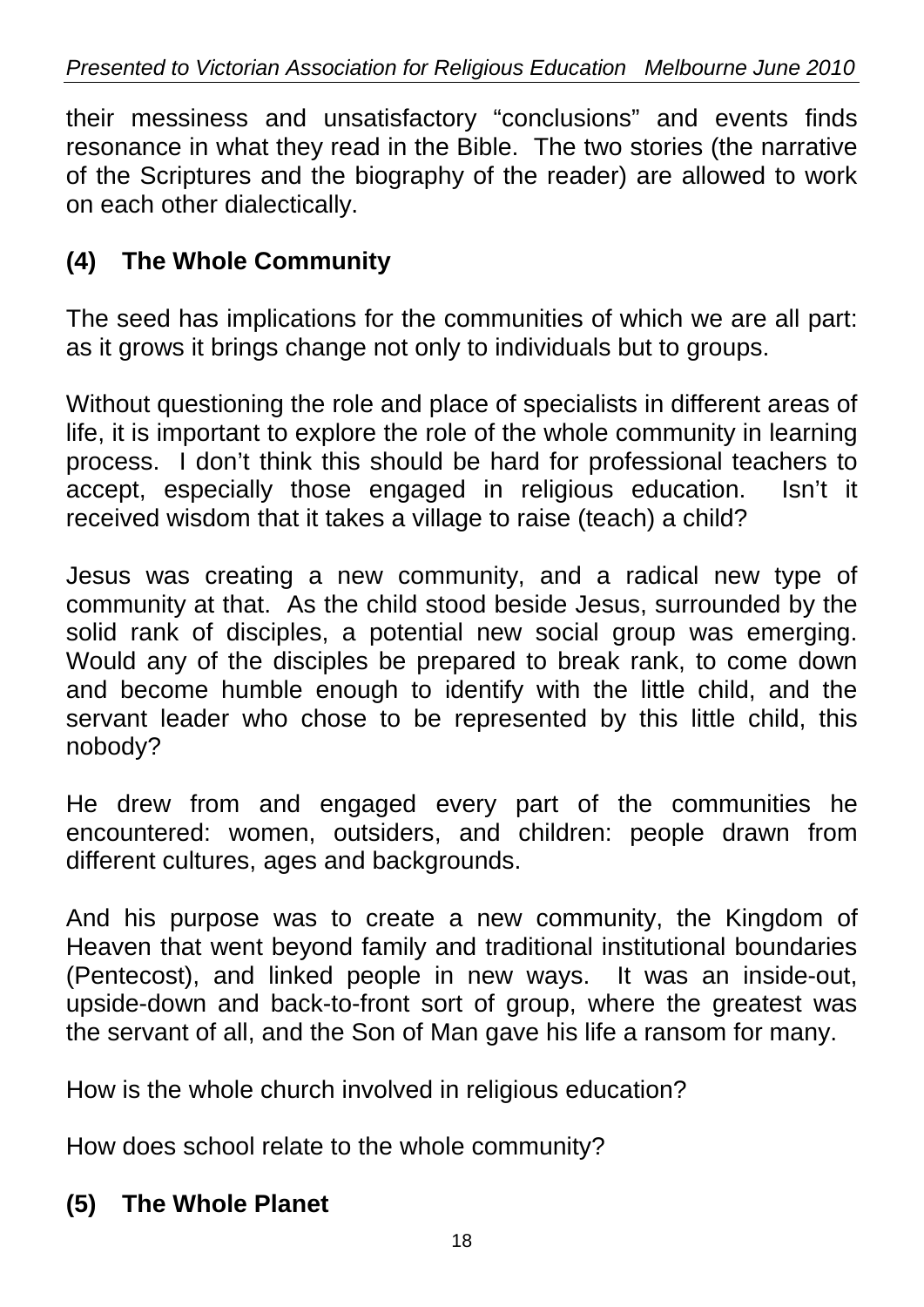their messiness and unsatisfactory "conclusions" and events finds resonance in what they read in the Bible. The two stories (the narrative of the Scriptures and the biography of the reader) are allowed to work on each other dialectically.

## (4) The Whole Community

The seed has implications for the communities of which we are all part: as it grows it brings change not only to individuals but to groups.

Without questioning the role and place of specialists in different areas of life, it is important to explore the role of the whole community in learning process. I don't think this should be hard for professional teachers to accept, especially those engaged in religious education. Isn't it received wisdom that it takes a village to raise (teach) a child?

Jesus was creating a new community, and a radical new type of community at that. As the child stood beside Jesus, surrounded by the solid rank of disciples, a potential new social group was emerging. Would any of the disciples be prepared to break rank, to come down and become humble enough to identify with the little child, and the servant leader who chose to be represented by this little child, this nobody?

He drew from and engaged every part of the communities he encountered: women, outsiders, and children: people drawn from different cultures, ages and backgrounds.

And his purpose was to create a new community, the Kingdom of Heaven that went beyond family and traditional institutional boundaries (Pentecost), and linked people in new ways. It was an inside-out, upside-down and back-to-front sort of group, where the greatest was the servant of all, and the Son of Man gave his life a ransom for many.

How is the whole church involved in religious education?

How does school relate to the whole community?

## (5) The Whole Planet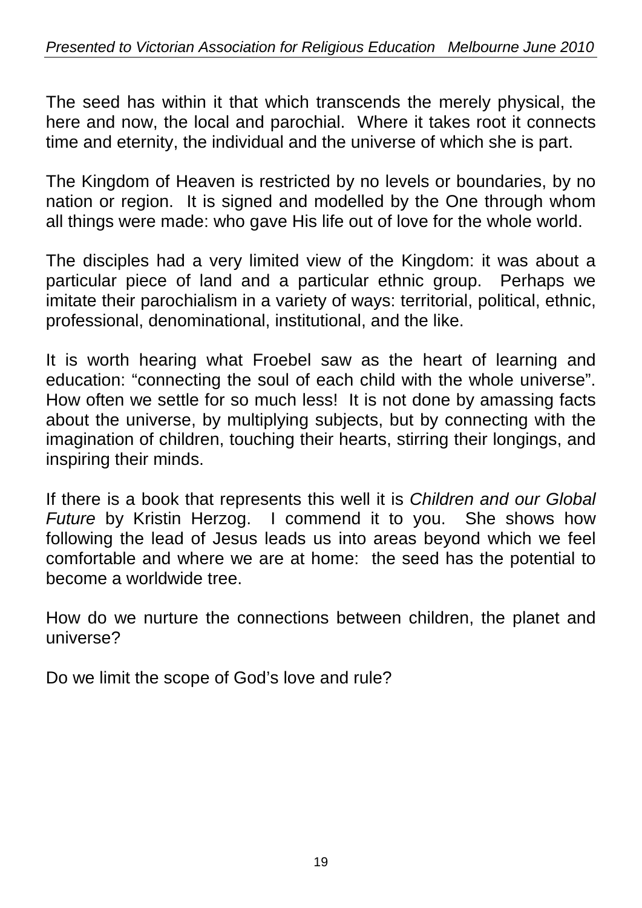The seed has within it that which transcends the merely physical, the here and now, the local and parochial. Where it takes root it connects time and eternity, the individual and the universe of which she is part.

The Kingdom of Heaven is restricted by no levels or boundaries, by no nation or region. It is signed and modelled by the One through whom all things were made: who gave His life out of love for the whole world.

The disciples had a very limited view of the Kingdom: it was about a particular piece of land and a particular ethnic group. Perhaps we imitate their parochialism in a variety of ways: territorial, political, ethnic, professional, denominational, institutional, and the like.

It is worth hearing what Froebel saw as the heart of learning and education: "connecting the soul of each child with the whole universe". How often we settle for so much less! It is not done by amassing facts about the universe, by multiplying subjects, but by connecting with the imagination of children, touching their hearts, stirring their longings, and inspiring their minds.

If there is a book that represents this well it is *Children and our Global Future* by Kristin Herzog. I commend it to you. She shows how following the lead of Jesus leads us into areas beyond which we feel comfortable and where we are at home: the seed has the potential to become a worldwide tree.

How do we nurture the connections between children, the planet and universe?

Do we limit the scope of God's love and rule?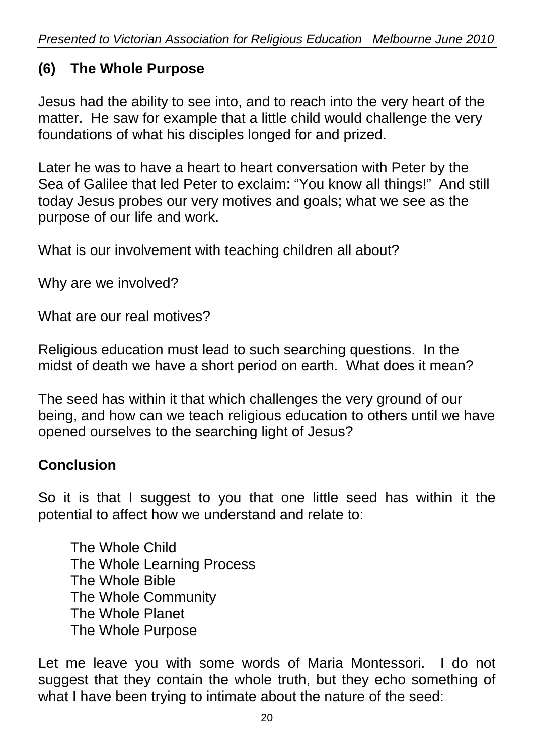## (6) The Whole Purpose

Jesus had the ability to see into, and to reach into the very heart of the matter. He saw for example that a little child would challenge the very foundations of what his disciples longed for and prized.

Later he was to have a heart to heart conversation with Peter by the Sea of Galilee that led Peter to exclaim: "You know all things!" And still today Jesus probes our very motives and goals; what we see as the purpose of our life and work.

What is our involvement with teaching children all about?

Why are we involved?

What are our real motives?

Religious education must lead to such searching questions. In the midst of death we have a short period on earth. What does it mean?

The seed has within it that which challenges the very ground of our being, and how can we teach religious education to others until we have opened ourselves to the searching light of Jesus?

## Conclusion

So it is that I suggest to you that one little seed has within it the potential to affect how we understand and relate to:

The Whole Child
The Whole Learning Process
The Whole Bible
The Whole Community
The Whole Planet
The Whole Purpose

Let me leave you with some words of Maria Montessori. I do not suggest that they contain the whole truth, but they echo something of what I have been trying to intimate about the nature of the seed: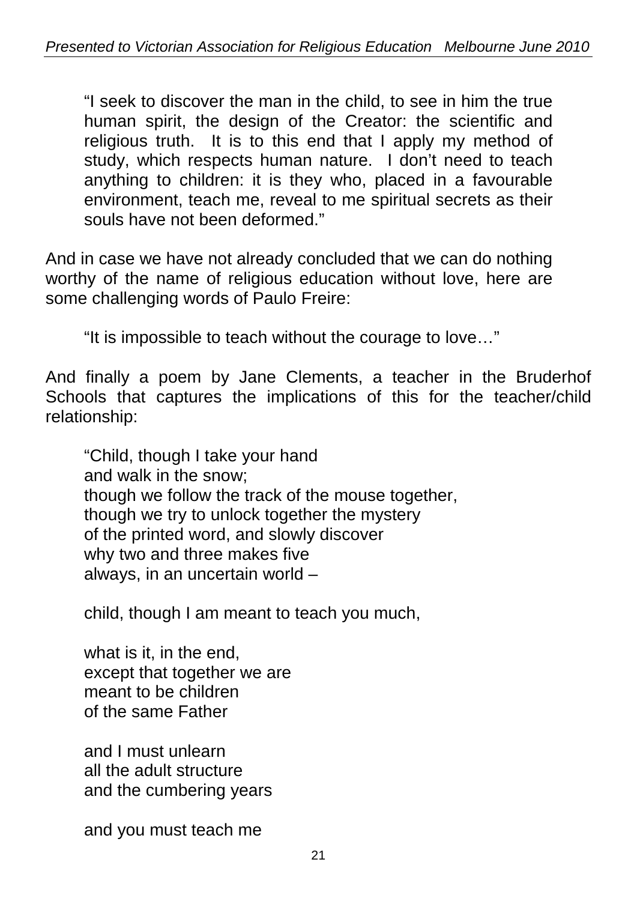> "I seek to discover the man in the child, to see in him the true human spirit, the design of the Creator: the scientific and religious truth. It is to this end that I apply my method of study, which respects human nature. I don't need to teach anything to children: it is they who, placed in a favourable environment, teach me, reveal to me spiritual secrets as their souls have not been deformed."

And in case we have not already concluded that we can do nothing worthy of the name of religious education without love, here are some challenging words of Paulo Freire:

> "It is impossible to teach without the courage to love…"

And finally a poem by Jane Clements, a teacher in the Bruderhof Schools that captures the implications of this for the teacher/child relationship:

> "Child, though I take your hand
> and walk in the snow;
> though we follow the track of the mouse together,
> though we try to unlock together the mystery
> of the printed word, and slowly discover
> why two and three makes five
> always, in an uncertain world –
>
> child, though I am meant to teach you much,
>
> what is it, in the end,
> except that together we are
> meant to be children
> of the same Father
>
> and I must unlearn
> all the adult structure
> and the cumbering years
>
> and you must teach me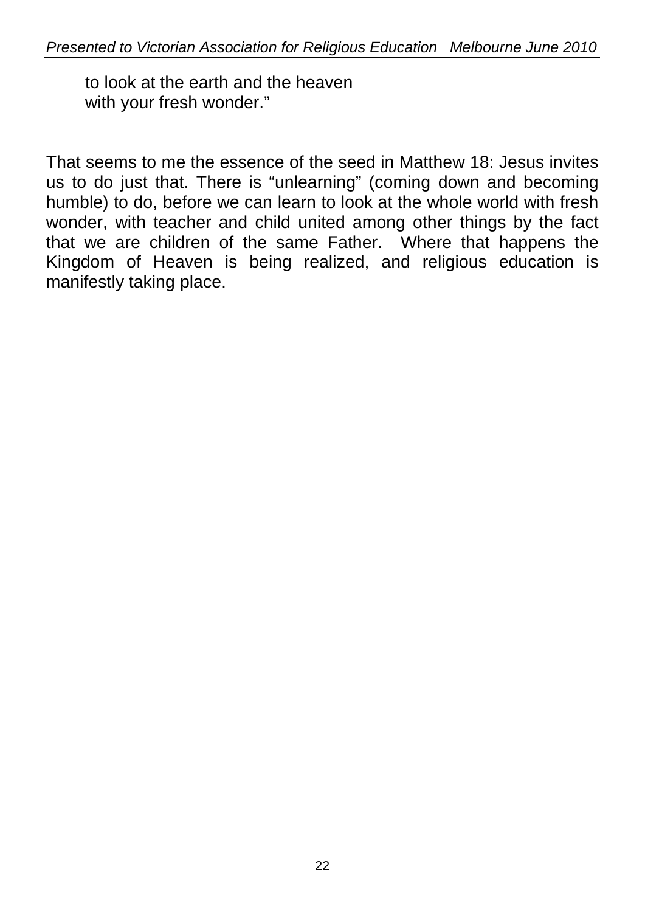> to look at the earth and the heaven
> with your fresh wonder."

That seems to me the essence of the seed in Matthew 18: Jesus invites us to do just that. There is "unlearning" (coming down and becoming humble) to do, before we can learn to look at the whole world with fresh wonder, with teacher and child united among other things by the fact that we are children of the same Father. Where that happens the Kingdom of Heaven is being realized, and religious education is manifestly taking place.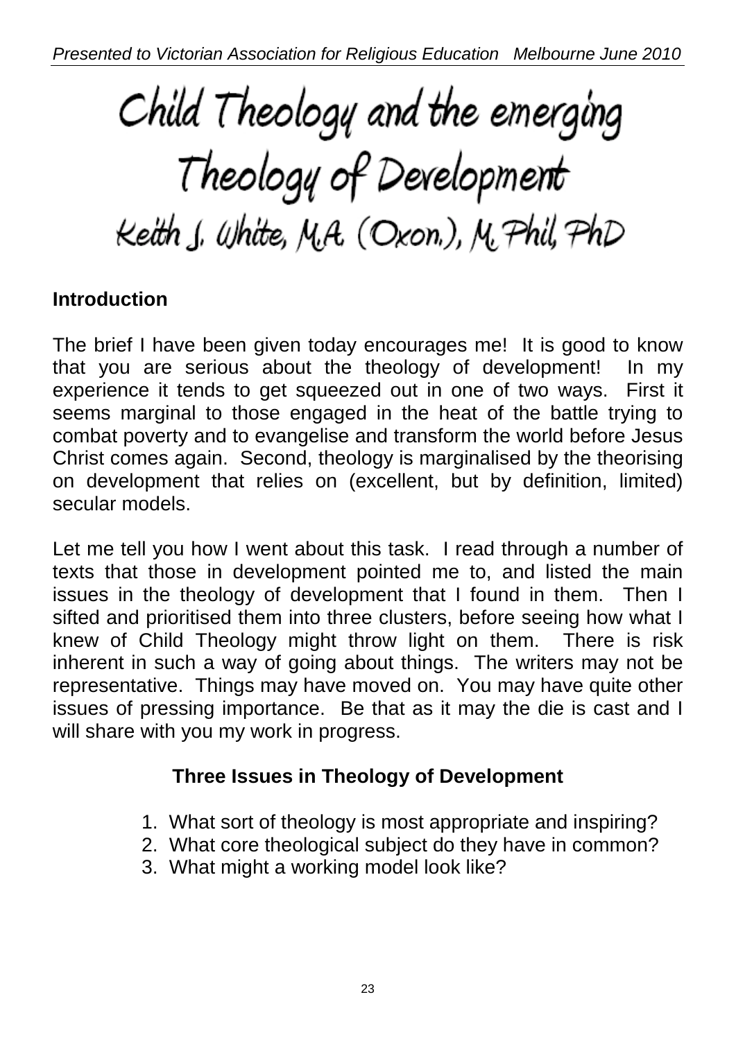# Child Theology and the emerging Theology of Development

Keith J. White, M.A. (Oxon.), M.Phil, PhD

## Introduction

The brief I have been given today encourages me! It is good to know that you are serious about the theology of development! In my experience it tends to get squeezed out in one of two ways. First it seems marginal to those engaged in the heat of the battle trying to combat poverty and to evangelise and transform the world before Jesus Christ comes again. Second, theology is marginalised by the theorising on development that relies on (excellent, but by definition, limited) secular models.

Let me tell you how I went about this task. I read through a number of texts that those in development pointed me to, and listed the main issues in the theology of development that I found in them. Then I sifted and prioritised them into three clusters, before seeing how what I knew of Child Theology might throw light on them. There is risk inherent in such a way of going about things. The writers may not be representative. Things may have moved on. You may have quite other issues of pressing importance. Be that as it may the die is cast and I will share with you my work in progress.

### Three Issues in Theology of Development

1. What sort of theology is most appropriate and inspiring?
2. What core theological subject do they have in common?
3. What might a working model look like?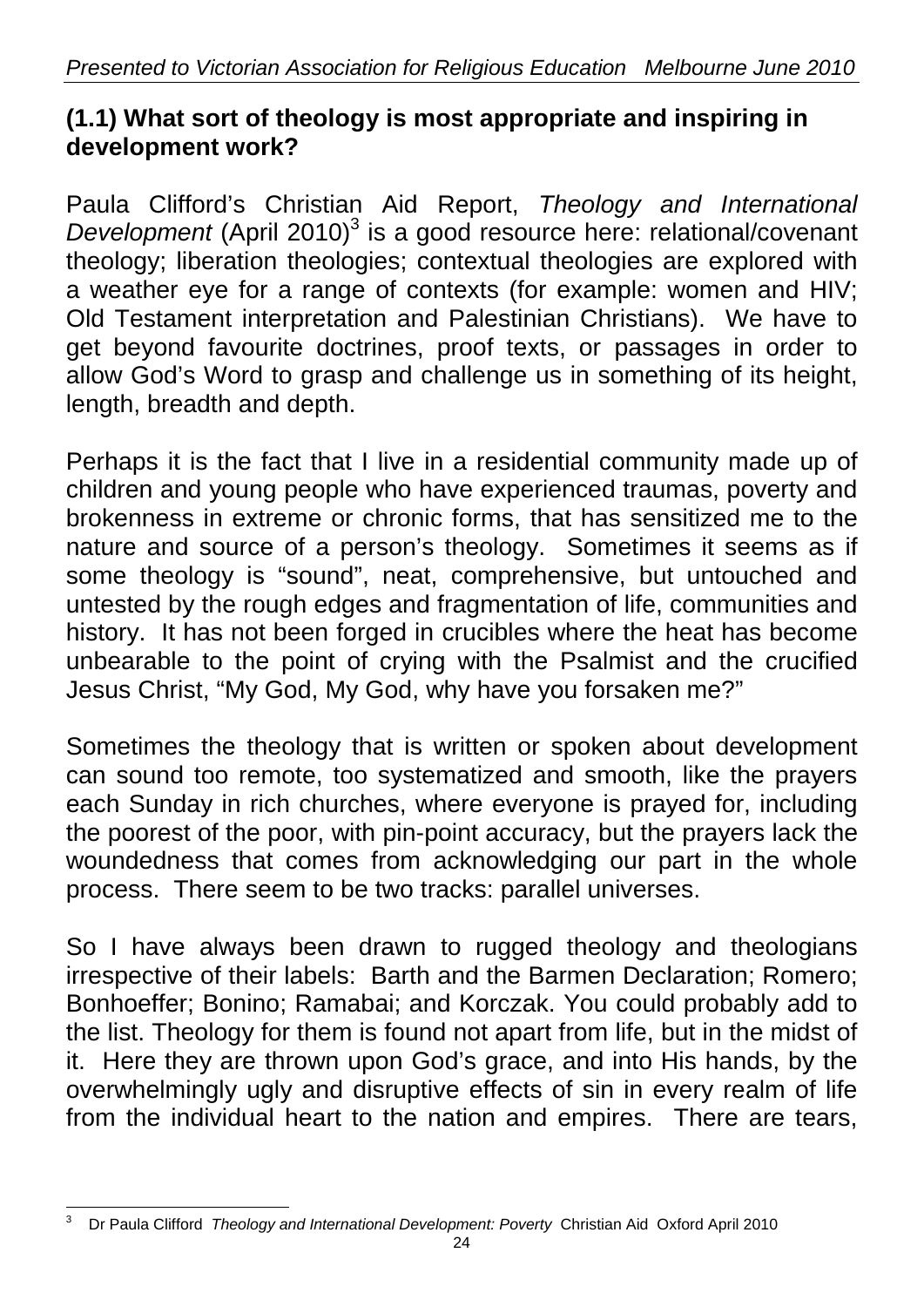### (1.1) What sort of theology is most appropriate and inspiring in development work?

Paula Clifford's Christian Aid Report, *Theology and International Development* (April 2010)[3] is a good resource here: relational/covenant theology; liberation theologies; contextual theologies are explored with a weather eye for a range of contexts (for example: women and HIV; Old Testament interpretation and Palestinian Christians). We have to get beyond favourite doctrines, proof texts, or passages in order to allow God's Word to grasp and challenge us in something of its height, length, breadth and depth.

Perhaps it is the fact that I live in a residential community made up of children and young people who have experienced traumas, poverty and brokenness in extreme or chronic forms, that has sensitized me to the nature and source of a person's theology. Sometimes it seems as if some theology is "sound", neat, comprehensive, but untouched and untested by the rough edges and fragmentation of life, communities and history. It has not been forged in crucibles where the heat has become unbearable to the point of crying with the Psalmist and the crucified Jesus Christ, "My God, My God, why have you forsaken me?"

Sometimes the theology that is written or spoken about development can sound too remote, too systematized and smooth, like the prayers each Sunday in rich churches, where everyone is prayed for, including the poorest of the poor, with pin-point accuracy, but the prayers lack the woundedness that comes from acknowledging our part in the whole process. There seem to be two tracks: parallel universes.

So I have always been drawn to rugged theology and theologians irrespective of their labels: Barth and the Barmen Declaration; Romero; Bonhoeffer; Bonino; Ramabai; and Korczak. You could probably add to the list. Theology for them is found not apart from life, but in the midst of it. Here they are thrown upon God's grace, and into His hands, by the overwhelmingly ugly and disruptive effects of sin in every realm of life from the individual heart to the nation and empires. There are tears,

---

[3] Dr Paula Clifford *Theology and International Development: Poverty* Christian Aid Oxford April 2010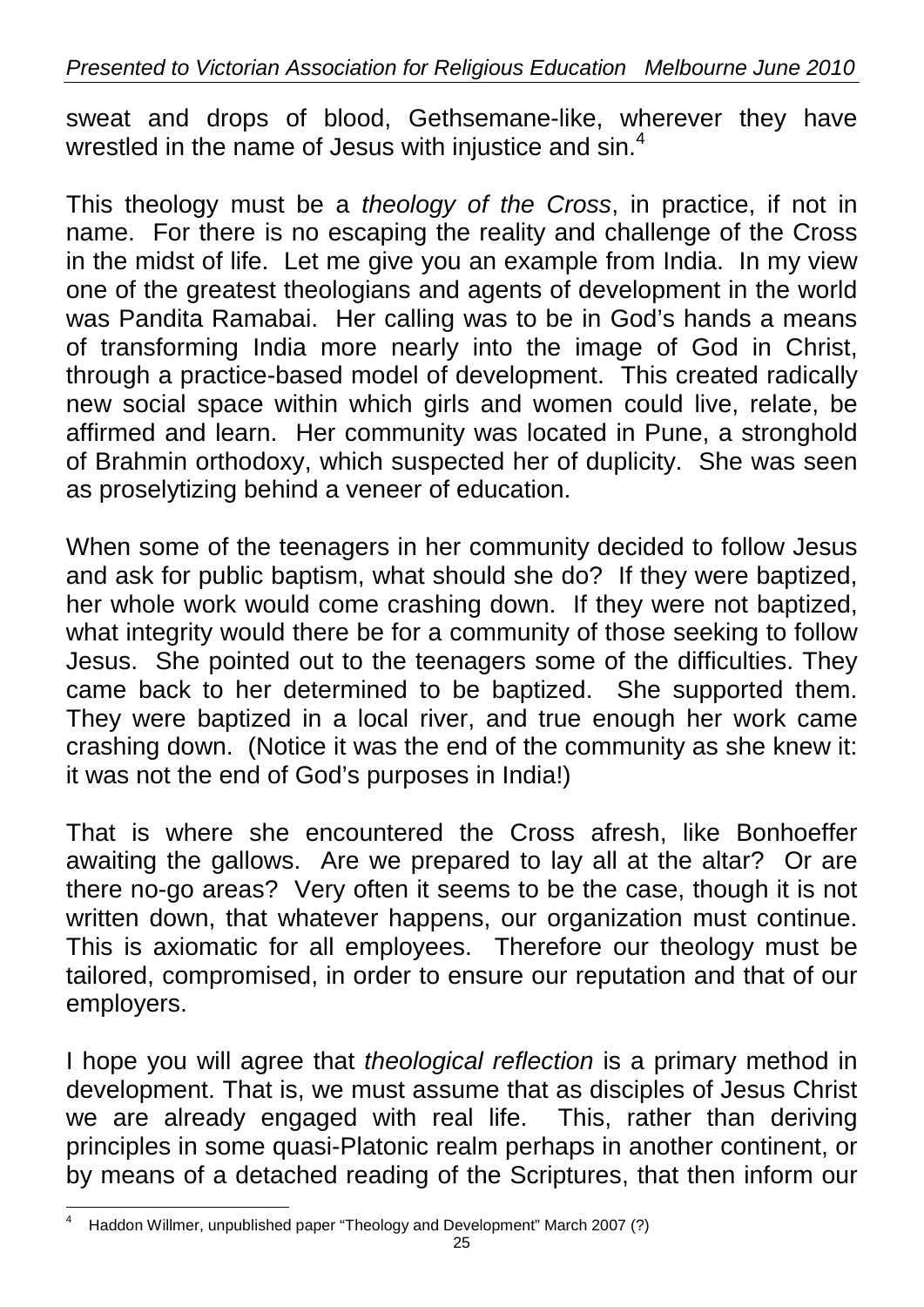sweat and drops of blood, Gethsemane-like, wherever they have wrestled in the name of Jesus with injustice and sin.[4]

This theology must be a *theology of the Cross*, in practice, if not in name. For there is no escaping the reality and challenge of the Cross in the midst of life. Let me give you an example from India. In my view one of the greatest theologians and agents of development in the world was Pandita Ramabai. Her calling was to be in God's hands a means of transforming India more nearly into the image of God in Christ, through a practice-based model of development. This created radically new social space within which girls and women could live, relate, be affirmed and learn. Her community was located in Pune, a stronghold of Brahmin orthodoxy, which suspected her of duplicity. She was seen as proselytizing behind a veneer of education.

When some of the teenagers in her community decided to follow Jesus and ask for public baptism, what should she do? If they were baptized, her whole work would come crashing down. If they were not baptized, what integrity would there be for a community of those seeking to follow Jesus. She pointed out to the teenagers some of the difficulties. They came back to her determined to be baptized. She supported them. They were baptized in a local river, and true enough her work came crashing down. (Notice it was the end of the community as she knew it: it was not the end of God's purposes in India!)

That is where she encountered the Cross afresh, like Bonhoeffer awaiting the gallows. Are we prepared to lay all at the altar? Or are there no-go areas? Very often it seems to be the case, though it is not written down, that whatever happens, our organization must continue. This is axiomatic for all employees. Therefore our theology must be tailored, compromised, in order to ensure our reputation and that of our employers.

I hope you will agree that *theological reflection* is a primary method in development. That is, we must assume that as disciples of Jesus Christ we are already engaged with real life. This, rather than deriving principles in some quasi-Platonic realm perhaps in another continent, or by means of a detached reading of the Scriptures, that then inform our

---

[4] Haddon Willmer, unpublished paper "Theology and Development" March 2007 (?)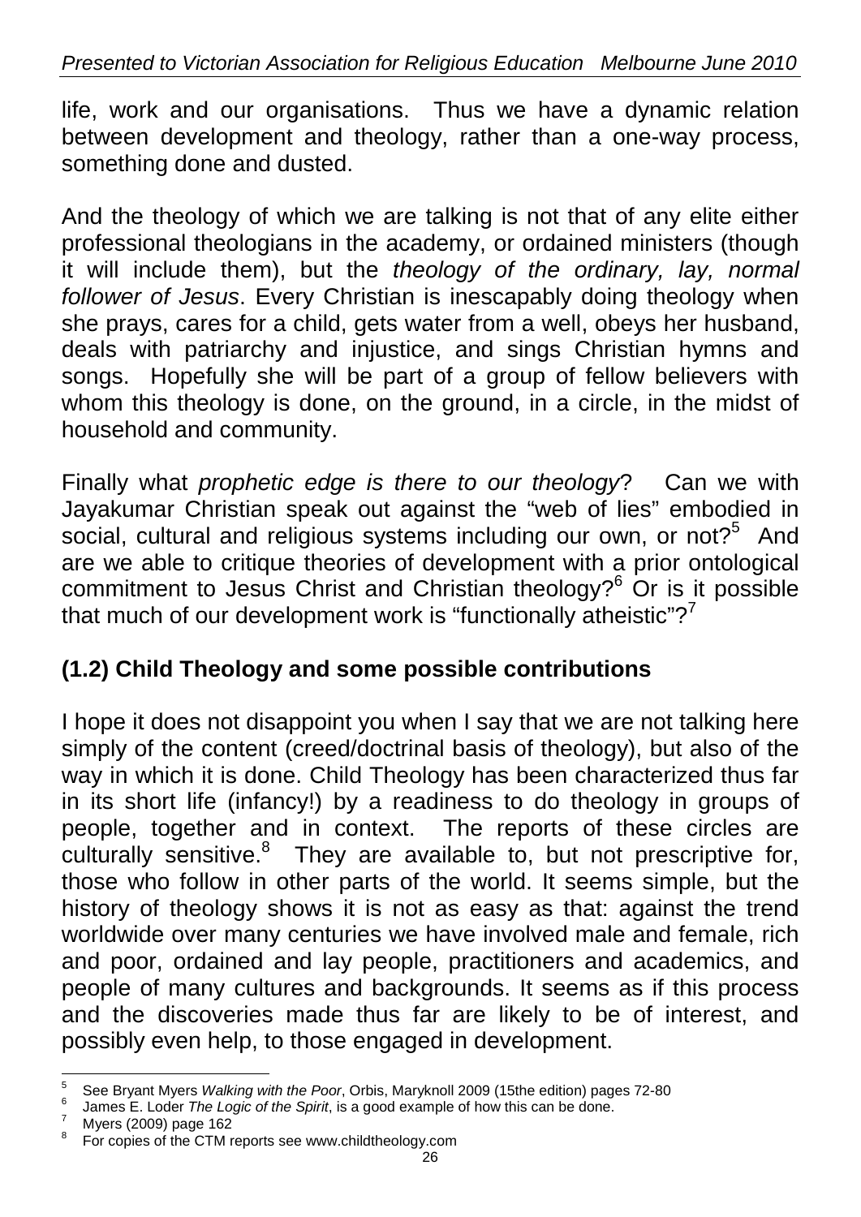life, work and our organisations. Thus we have a dynamic relation between development and theology, rather than a one-way process, something done and dusted.

And the theology of which we are talking is not that of any elite either professional theologians in the academy, or ordained ministers (though it will include them), but the *theology of the ordinary, lay, normal follower of Jesus*. Every Christian is inescapably doing theology when she prays, cares for a child, gets water from a well, obeys her husband, deals with patriarchy and injustice, and sings Christian hymns and songs. Hopefully she will be part of a group of fellow believers with whom this theology is done, on the ground, in a circle, in the midst of household and community.

Finally what *prophetic edge is there to our theology*? Can we with Jayakumar Christian speak out against the "web of lies" embodied in social, cultural and religious systems including our own, or not?[5] And are we able to critique theories of development with a prior ontological commitment to Jesus Christ and Christian theology?[6] Or is it possible that much of our development work is "functionally atheistic"?[7]

## (1.2) Child Theology and some possible contributions

I hope it does not disappoint you when I say that we are not talking here simply of the content (creed/doctrinal basis of theology), but also of the way in which it is done. Child Theology has been characterized thus far in its short life (infancy!) by a readiness to do theology in groups of people, together and in context. The reports of these circles are culturally sensitive.[8] They are available to, but not prescriptive for, those who follow in other parts of the world. It seems simple, but the history of theology shows it is not as easy as that: against the trend worldwide over many centuries we have involved male and female, rich and poor, ordained and lay people, practitioners and academics, and people of many cultures and backgrounds. It seems as if this process and the discoveries made thus far are likely to be of interest, and possibly even help, to those engaged in development.

---

[5] See Bryant Myers *Walking with the Poor*, Orbis, Maryknoll 2009 (15the edition) pages 72-80

[6] James E. Loder *The Logic of the Spirit*, is a good example of how this can be done.

[7] Myers (2009) page 162

[8] For copies of the CTM reports see www.childtheology.com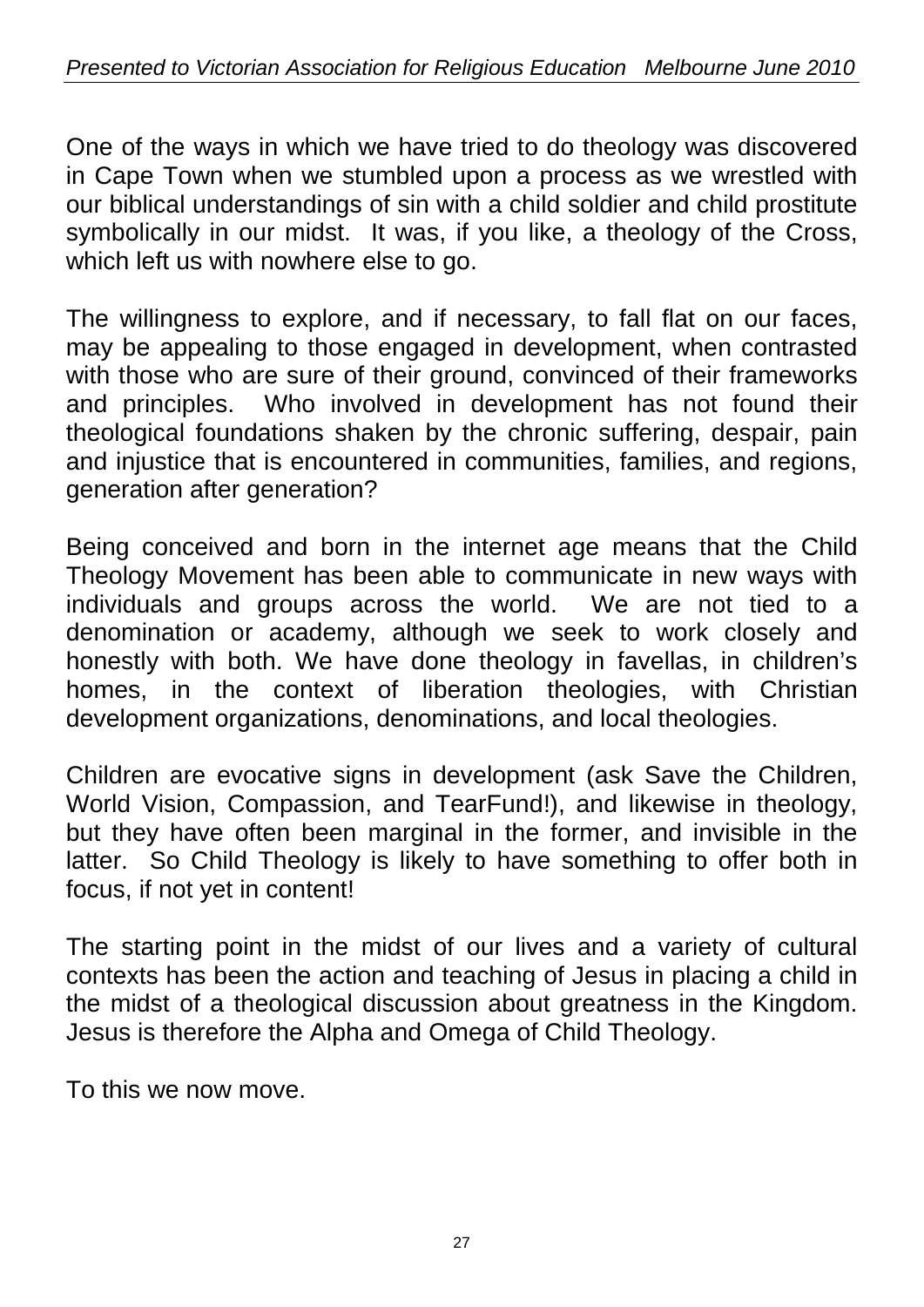One of the ways in which we have tried to do theology was discovered in Cape Town when we stumbled upon a process as we wrestled with our biblical understandings of sin with a child soldier and child prostitute symbolically in our midst. It was, if you like, a theology of the Cross, which left us with nowhere else to go.

The willingness to explore, and if necessary, to fall flat on our faces, may be appealing to those engaged in development, when contrasted with those who are sure of their ground, convinced of their frameworks and principles. Who involved in development has not found their theological foundations shaken by the chronic suffering, despair, pain and injustice that is encountered in communities, families, and regions, generation after generation?

Being conceived and born in the internet age means that the Child Theology Movement has been able to communicate in new ways with individuals and groups across the world. We are not tied to a denomination or academy, although we seek to work closely and honestly with both. We have done theology in favellas, in children's homes, in the context of liberation theologies, with Christian development organizations, denominations, and local theologies.

Children are evocative signs in development (ask Save the Children, World Vision, Compassion, and TearFund!), and likewise in theology, but they have often been marginal in the former, and invisible in the latter. So Child Theology is likely to have something to offer both in focus, if not yet in content!

The starting point in the midst of our lives and a variety of cultural contexts has been the action and teaching of Jesus in placing a child in the midst of a theological discussion about greatness in the Kingdom. Jesus is therefore the Alpha and Omega of Child Theology.

To this we now move.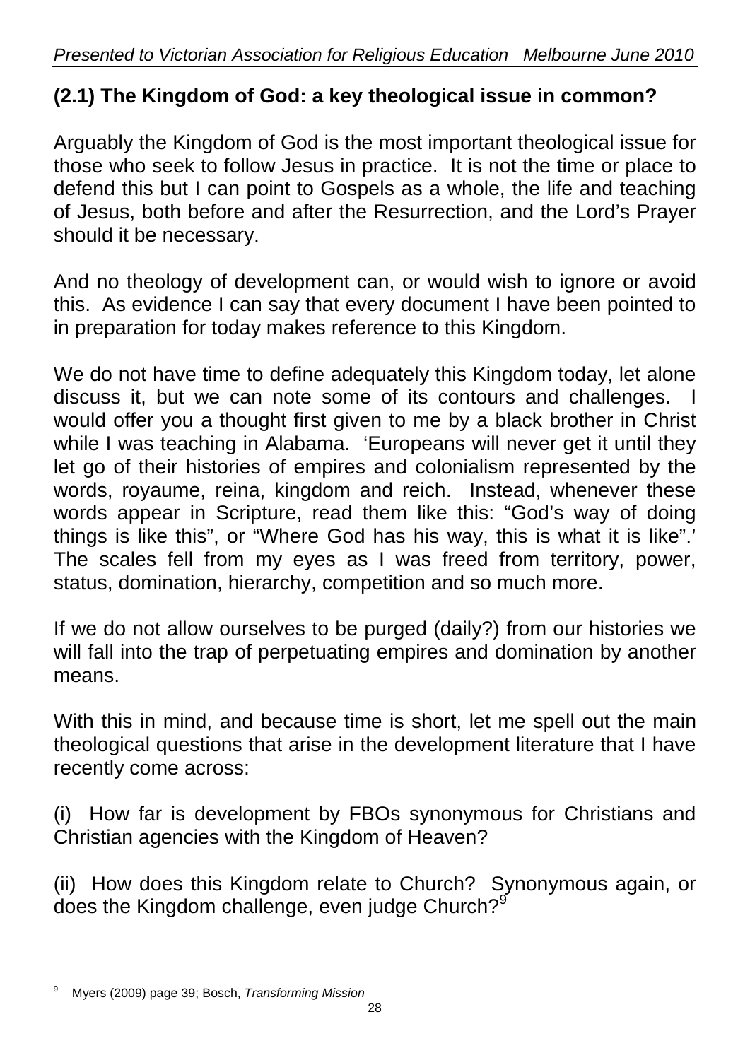## (2.1) The Kingdom of God: a key theological issue in common?

Arguably the Kingdom of God is the most important theological issue for those who seek to follow Jesus in practice. It is not the time or place to defend this but I can point to Gospels as a whole, the life and teaching of Jesus, both before and after the Resurrection, and the Lord's Prayer should it be necessary.

And no theology of development can, or would wish to ignore or avoid this. As evidence I can say that every document I have been pointed to in preparation for today makes reference to this Kingdom.

We do not have time to define adequately this Kingdom today, let alone discuss it, but we can note some of its contours and challenges. I would offer you a thought first given to me by a black brother in Christ while I was teaching in Alabama. 'Europeans will never get it until they let go of their histories of empires and colonialism represented by the words, royaume, reina, kingdom and reich. Instead, whenever these words appear in Scripture, read them like this: "God's way of doing things is like this", or "Where God has his way, this is what it is like".' The scales fell from my eyes as I was freed from territory, power, status, domination, hierarchy, competition and so much more.

If we do not allow ourselves to be purged (daily?) from our histories we will fall into the trap of perpetuating empires and domination by another means.

With this in mind, and because time is short, let me spell out the main theological questions that arise in the development literature that I have recently come across:

(i) How far is development by FBOs synonymous for Christians and Christian agencies with the Kingdom of Heaven?

(ii) How does this Kingdom relate to Church? Synonymous again, or does the Kingdom challenge, even judge Church?[9]

---

[9] Myers (2009) page 39; Bosch, *Transforming Mission*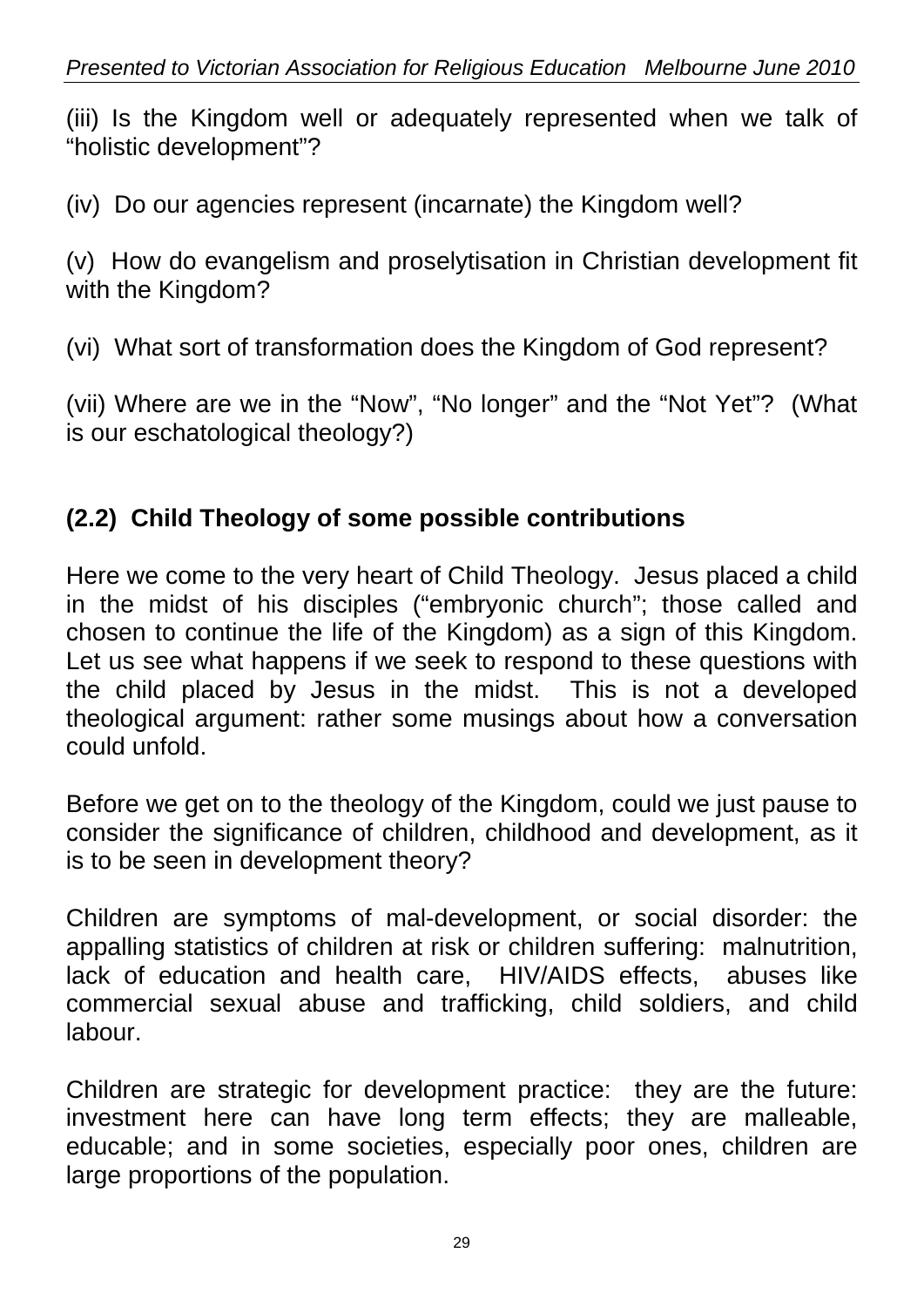(iii) Is the Kingdom well or adequately represented when we talk of "holistic development"?

(iv) Do our agencies represent (incarnate) the Kingdom well?

(v) How do evangelism and proselytisation in Christian development fit with the Kingdom?

(vi) What sort of transformation does the Kingdom of God represent?

(vii) Where are we in the "Now", "No longer" and the "Not Yet"? (What is our eschatological theology?)

### (2.2) Child Theology of some possible contributions

Here we come to the very heart of Child Theology. Jesus placed a child in the midst of his disciples ("embryonic church"; those called and chosen to continue the life of the Kingdom) as a sign of this Kingdom. Let us see what happens if we seek to respond to these questions with the child placed by Jesus in the midst. This is not a developed theological argument: rather some musings about how a conversation could unfold.

Before we get on to the theology of the Kingdom, could we just pause to consider the significance of children, childhood and development, as it is to be seen in development theory?

Children are symptoms of mal-development, or social disorder: the appalling statistics of children at risk or children suffering: malnutrition, lack of education and health care, HIV/AIDS effects, abuses like commercial sexual abuse and trafficking, child soldiers, and child labour.

Children are strategic for development practice: they are the future: investment here can have long term effects; they are malleable, educable; and in some societies, especially poor ones, children are large proportions of the population.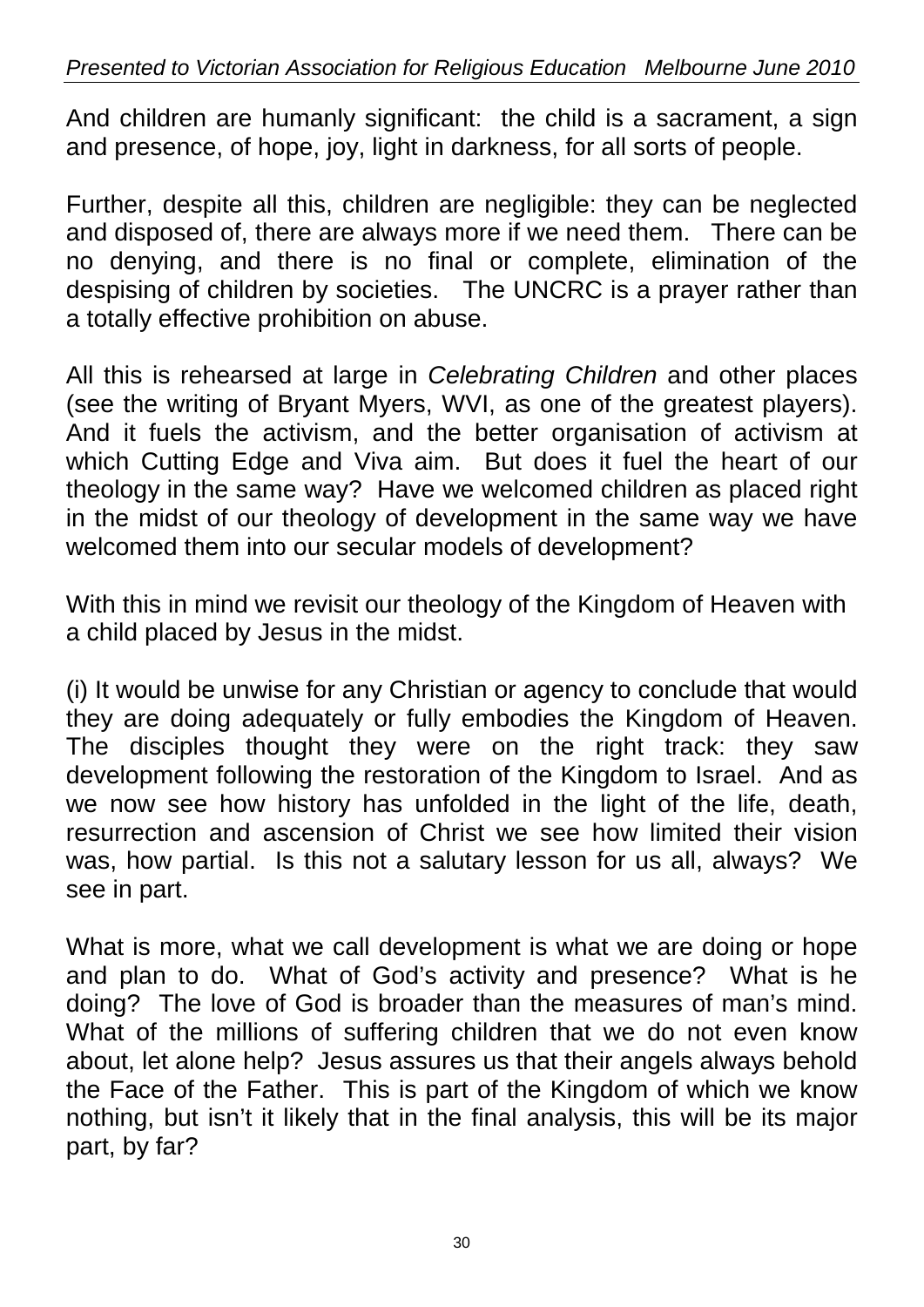And children are humanly significant: the child is a sacrament, a sign and presence, of hope, joy, light in darkness, for all sorts of people.

Further, despite all this, children are negligible: they can be neglected and disposed of, there are always more if we need them. There can be no denying, and there is no final or complete, elimination of the despising of children by societies. The UNCRC is a prayer rather than a totally effective prohibition on abuse.

All this is rehearsed at large in *Celebrating Children* and other places (see the writing of Bryant Myers, WVI, as one of the greatest players). And it fuels the activism, and the better organisation of activism at which Cutting Edge and Viva aim. But does it fuel the heart of our theology in the same way? Have we welcomed children as placed right in the midst of our theology of development in the same way we have welcomed them into our secular models of development?

With this in mind we revisit our theology of the Kingdom of Heaven with a child placed by Jesus in the midst.

(i) It would be unwise for any Christian or agency to conclude that would they are doing adequately or fully embodies the Kingdom of Heaven. The disciples thought they were on the right track: they saw development following the restoration of the Kingdom to Israel. And as we now see how history has unfolded in the light of the life, death, resurrection and ascension of Christ we see how limited their vision was, how partial. Is this not a salutary lesson for us all, always? We see in part.

What is more, what we call development is what we are doing or hope and plan to do. What of God's activity and presence? What is he doing? The love of God is broader than the measures of man's mind. What of the millions of suffering children that we do not even know about, let alone help? Jesus assures us that their angels always behold the Face of the Father. This is part of the Kingdom of which we know nothing, but isn't it likely that in the final analysis, this will be its major part, by far?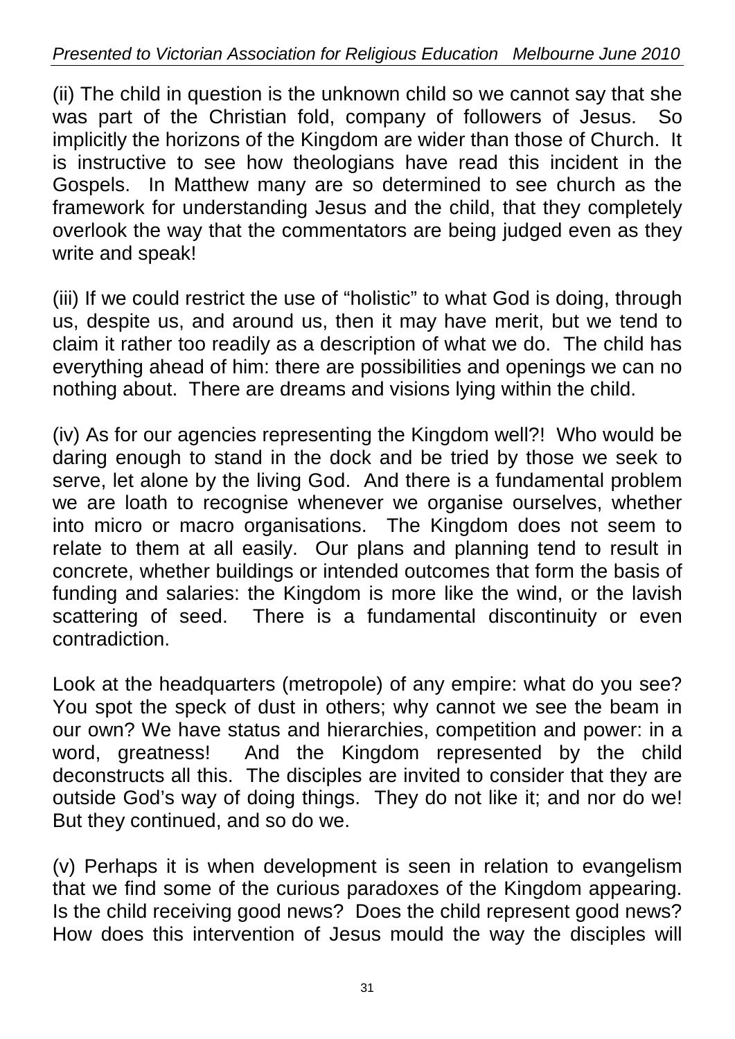(ii) The child in question is the unknown child so we cannot say that she was part of the Christian fold, company of followers of Jesus. So implicitly the horizons of the Kingdom are wider than those of Church. It is instructive to see how theologians have read this incident in the Gospels. In Matthew many are so determined to see church as the framework for understanding Jesus and the child, that they completely overlook the way that the commentators are being judged even as they write and speak!

(iii) If we could restrict the use of "holistic" to what God is doing, through us, despite us, and around us, then it may have merit, but we tend to claim it rather too readily as a description of what we do. The child has everything ahead of him: there are possibilities and openings we can no nothing about. There are dreams and visions lying within the child.

(iv) As for our agencies representing the Kingdom well?! Who would be daring enough to stand in the dock and be tried by those we seek to serve, let alone by the living God. And there is a fundamental problem we are loath to recognise whenever we organise ourselves, whether into micro or macro organisations. The Kingdom does not seem to relate to them at all easily. Our plans and planning tend to result in concrete, whether buildings or intended outcomes that form the basis of funding and salaries: the Kingdom is more like the wind, or the lavish scattering of seed. There is a fundamental discontinuity or even contradiction.

Look at the headquarters (metropole) of any empire: what do you see? You spot the speck of dust in others; why cannot we see the beam in our own? We have status and hierarchies, competition and power: in a word, greatness! And the Kingdom represented by the child deconstructs all this. The disciples are invited to consider that they are outside God's way of doing things. They do not like it; and nor do we! But they continued, and so do we.

(v) Perhaps it is when development is seen in relation to evangelism that we find some of the curious paradoxes of the Kingdom appearing. Is the child receiving good news? Does the child represent good news? How does this intervention of Jesus mould the way the disciples will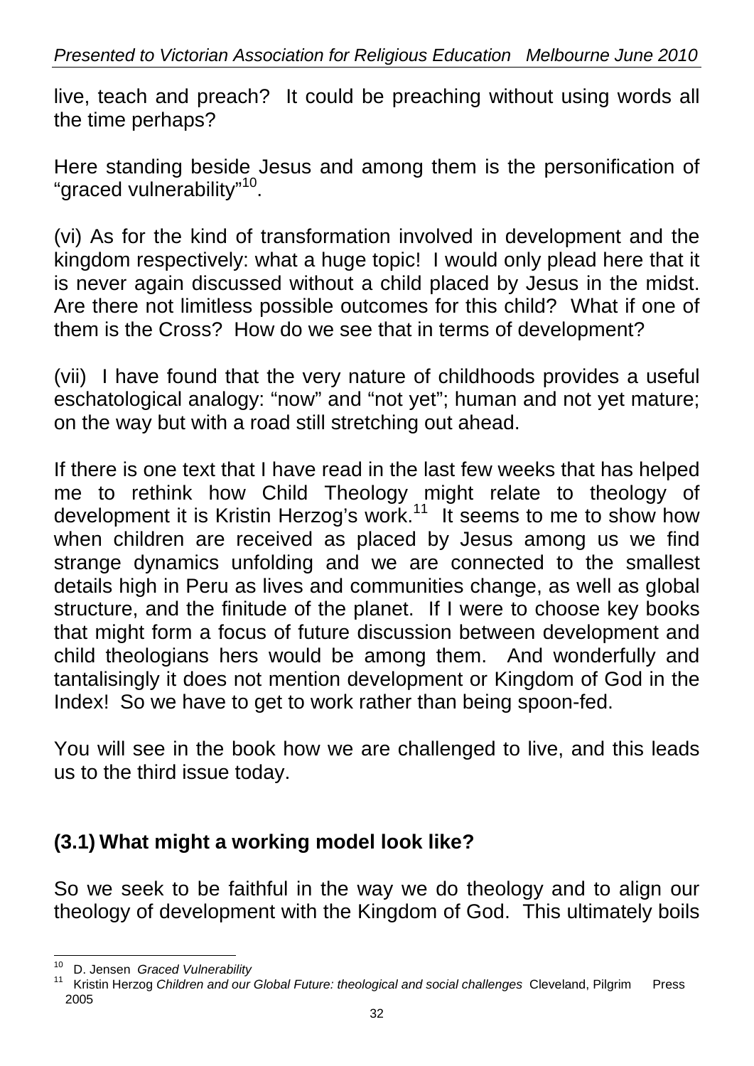live, teach and preach? It could be preaching without using words all the time perhaps?

Here standing beside Jesus and among them is the personification of "graced vulnerability"[10].

(vi) As for the kind of transformation involved in development and the kingdom respectively: what a huge topic! I would only plead here that it is never again discussed without a child placed by Jesus in the midst. Are there not limitless possible outcomes for this child? What if one of them is the Cross? How do we see that in terms of development?

(vii) I have found that the very nature of childhoods provides a useful eschatological analogy: "now" and "not yet"; human and not yet mature; on the way but with a road still stretching out ahead.

If there is one text that I have read in the last few weeks that has helped me to rethink how Child Theology might relate to theology of development it is Kristin Herzog's work.[11] It seems to me to show how when children are received as placed by Jesus among us we find strange dynamics unfolding and we are connected to the smallest details high in Peru as lives and communities change, as well as global structure, and the finitude of the planet. If I were to choose key books that might form a focus of future discussion between development and child theologians hers would be among them. And wonderfully and tantalisingly it does not mention development or Kingdom of God in the Index! So we have to get to work rather than being spoon-fed.

You will see in the book how we are challenged to live, and this leads us to the third issue today.

## (3.1) What might a working model look like?

So we seek to be faithful in the way we do theology and to align our theology of development with the Kingdom of God. This ultimately boils

---

[10] D. Jensen *Graced Vulnerability*

[11] Kristin Herzog *Children and our Global Future: theological and social challenges* Cleveland, Pilgrim Press 2005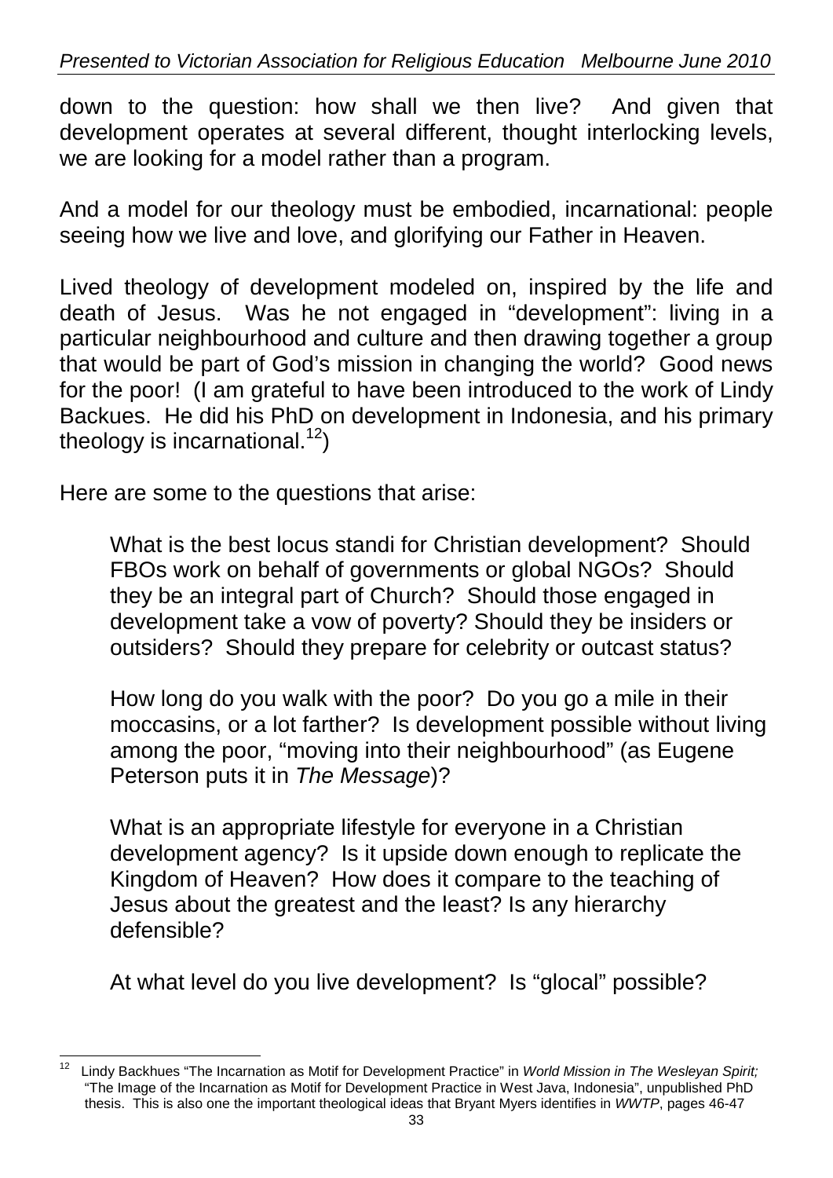down to the question: how shall we then live? And given that development operates at several different, thought interlocking levels, we are looking for a model rather than a program.

And a model for our theology must be embodied, incarnational: people seeing how we live and love, and glorifying our Father in Heaven.

Lived theology of development modeled on, inspired by the life and death of Jesus. Was he not engaged in "development": living in a particular neighbourhood and culture and then drawing together a group that would be part of God's mission in changing the world? Good news for the poor! (I am grateful to have been introduced to the work of Lindy Backues. He did his PhD on development in Indonesia, and his primary theology is incarnational.[12])

Here are some to the questions that arise:

> What is the best locus standi for Christian development? Should FBOs work on behalf of governments or global NGOs? Should they be an integral part of Church? Should those engaged in development take a vow of poverty? Should they be insiders or outsiders? Should they prepare for celebrity or outcast status?
>
> How long do you walk with the poor? Do you go a mile in their moccasins, or a lot farther? Is development possible without living among the poor, "moving into their neighbourhood" (as Eugene Peterson puts it in *The Message*)?
>
> What is an appropriate lifestyle for everyone in a Christian development agency? Is it upside down enough to replicate the Kingdom of Heaven? How does it compare to the teaching of Jesus about the greatest and the least? Is any hierarchy defensible?
>
> At what level do you live development? Is "glocal" possible?

---

[12] Lindy Backhues "The Incarnation as Motif for Development Practice" in *World Mission in The Wesleyan Spirit;* "The Image of the Incarnation as Motif for Development Practice in West Java, Indonesia", unpublished PhD thesis. This is also one the important theological ideas that Bryant Myers identifies in *WWTP*, pages 46-47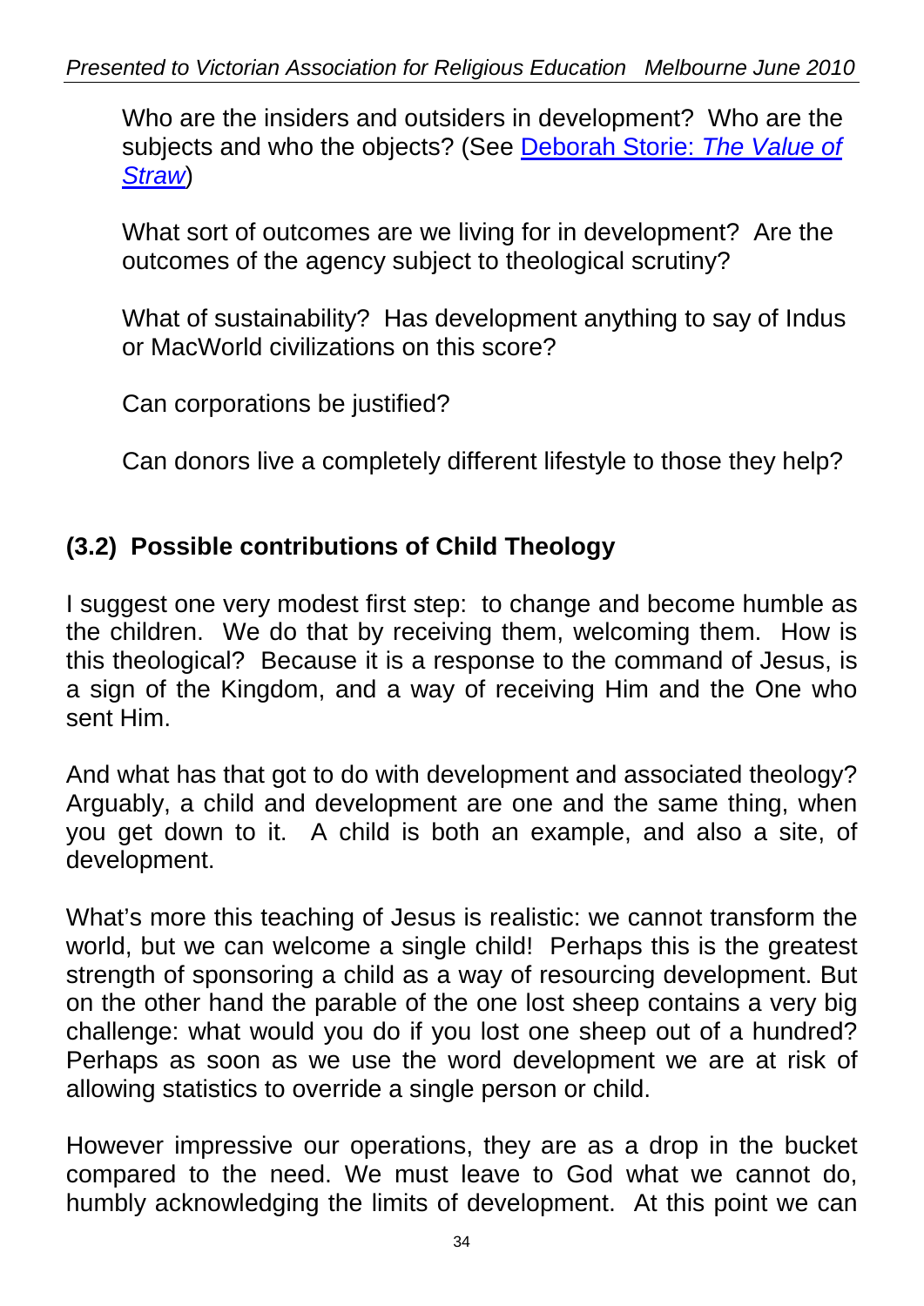Who are the insiders and outsiders in development? Who are the subjects and who the objects? (See [Deborah Storie: *The Value of Straw*])

What sort of outcomes are we living for in development? Are the outcomes of the agency subject to theological scrutiny?

What of sustainability? Has development anything to say of Indus or MacWorld civilizations on this score?

Can corporations be justified?

Can donors live a completely different lifestyle to those they help?

### (3.2) Possible contributions of Child Theology

I suggest one very modest first step: to change and become humble as the children. We do that by receiving them, welcoming them. How is this theological? Because it is a response to the command of Jesus, is a sign of the Kingdom, and a way of receiving Him and the One who sent Him.

And what has that got to do with development and associated theology? Arguably, a child and development are one and the same thing, when you get down to it. A child is both an example, and also a site, of development.

What's more this teaching of Jesus is realistic: we cannot transform the world, but we can welcome a single child! Perhaps this is the greatest strength of sponsoring a child as a way of resourcing development. But on the other hand the parable of the one lost sheep contains a very big challenge: what would you do if you lost one sheep out of a hundred? Perhaps as soon as we use the word development we are at risk of allowing statistics to override a single person or child.

However impressive our operations, they are as a drop in the bucket compared to the need. We must leave to God what we cannot do, humbly acknowledging the limits of development. At this point we can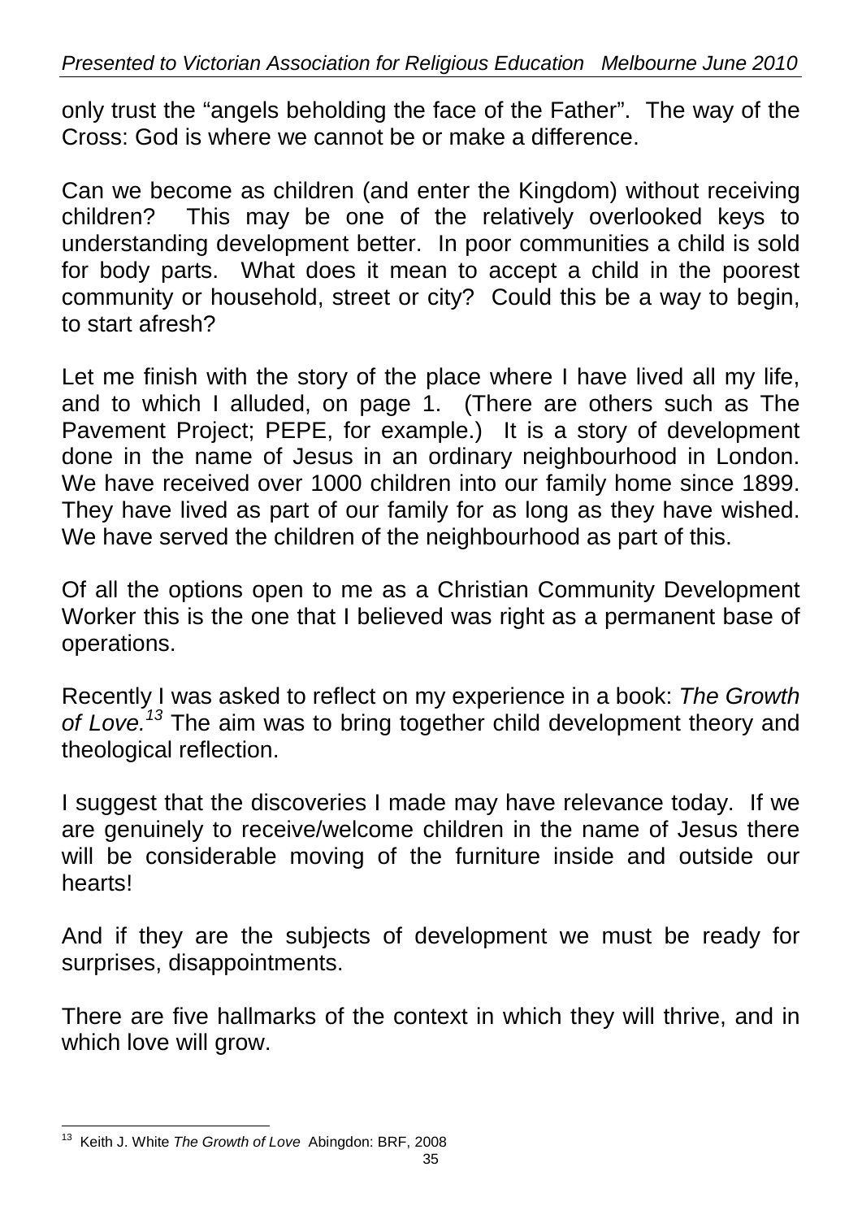only trust the "angels beholding the face of the Father". The way of the Cross: God is where we cannot be or make a difference.

Can we become as children (and enter the Kingdom) without receiving children? This may be one of the relatively overlooked keys to understanding development better. In poor communities a child is sold for body parts. What does it mean to accept a child in the poorest community or household, street or city? Could this be a way to begin, to start afresh?

Let me finish with the story of the place where I have lived all my life, and to which I alluded, on page 1. (There are others such as The Pavement Project; PEPE, for example.) It is a story of development done in the name of Jesus in an ordinary neighbourhood in London. We have received over 1000 children into our family home since 1899. They have lived as part of our family for as long as they have wished. We have served the children of the neighbourhood as part of this.

Of all the options open to me as a Christian Community Development Worker this is the one that I believed was right as a permanent base of operations.

Recently I was asked to reflect on my experience in a book: *The Growth of Love.*[13] The aim was to bring together child development theory and theological reflection.

I suggest that the discoveries I made may have relevance today. If we are genuinely to receive/welcome children in the name of Jesus there will be considerable moving of the furniture inside and outside our hearts!

And if they are the subjects of development we must be ready for surprises, disappointments.

There are five hallmarks of the context in which they will thrive, and in which love will grow.

---

[13] Keith J. White *The Growth of Love* Abingdon: BRF, 2008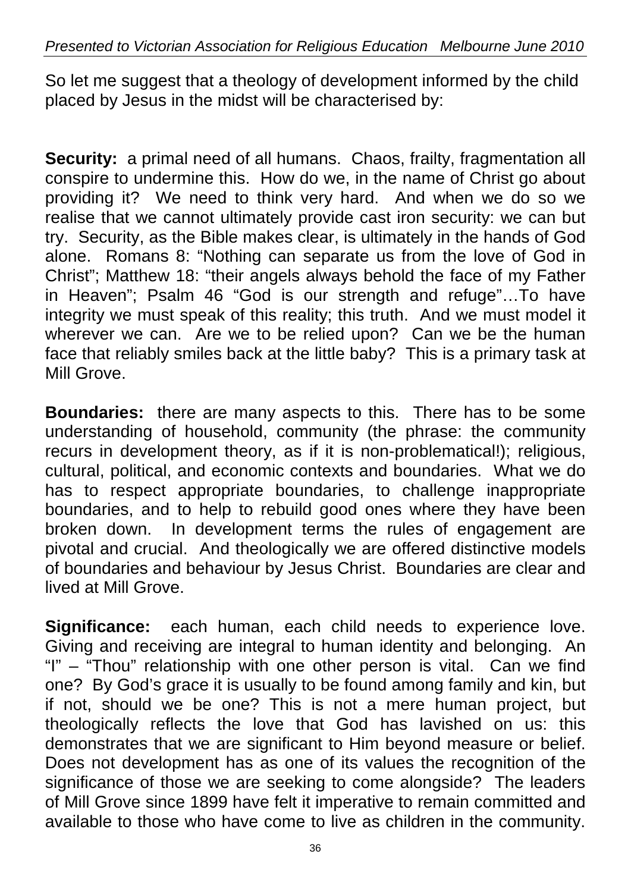So let me suggest that a theology of development informed by the child placed by Jesus in the midst will be characterised by:

**Security:** a primal need of all humans. Chaos, frailty, fragmentation all conspire to undermine this. How do we, in the name of Christ go about providing it? We need to think very hard. And when we do so we realise that we cannot ultimately provide cast iron security: we can but try. Security, as the Bible makes clear, is ultimately in the hands of God alone. Romans 8: "Nothing can separate us from the love of God in Christ"; Matthew 18: "their angels always behold the face of my Father in Heaven"; Psalm 46 "God is our strength and refuge"…To have integrity we must speak of this reality; this truth. And we must model it wherever we can. Are we to be relied upon? Can we be the human face that reliably smiles back at the little baby? This is a primary task at Mill Grove.

**Boundaries:** there are many aspects to this. There has to be some understanding of household, community (the phrase: the community recurs in development theory, as if it is non-problematical!); religious, cultural, political, and economic contexts and boundaries. What we do has to respect appropriate boundaries, to challenge inappropriate boundaries, and to help to rebuild good ones where they have been broken down. In development terms the rules of engagement are pivotal and crucial. And theologically we are offered distinctive models of boundaries and behaviour by Jesus Christ. Boundaries are clear and lived at Mill Grove.

**Significance:** each human, each child needs to experience love. Giving and receiving are integral to human identity and belonging. An "I" – "Thou" relationship with one other person is vital. Can we find one? By God's grace it is usually to be found among family and kin, but if not, should we be one? This is not a mere human project, but theologically reflects the love that God has lavished on us: this demonstrates that we are significant to Him beyond measure or belief. Does not development has as one of its values the recognition of the significance of those we are seeking to come alongside? The leaders of Mill Grove since 1899 have felt it imperative to remain committed and available to those who have come to live as children in the community.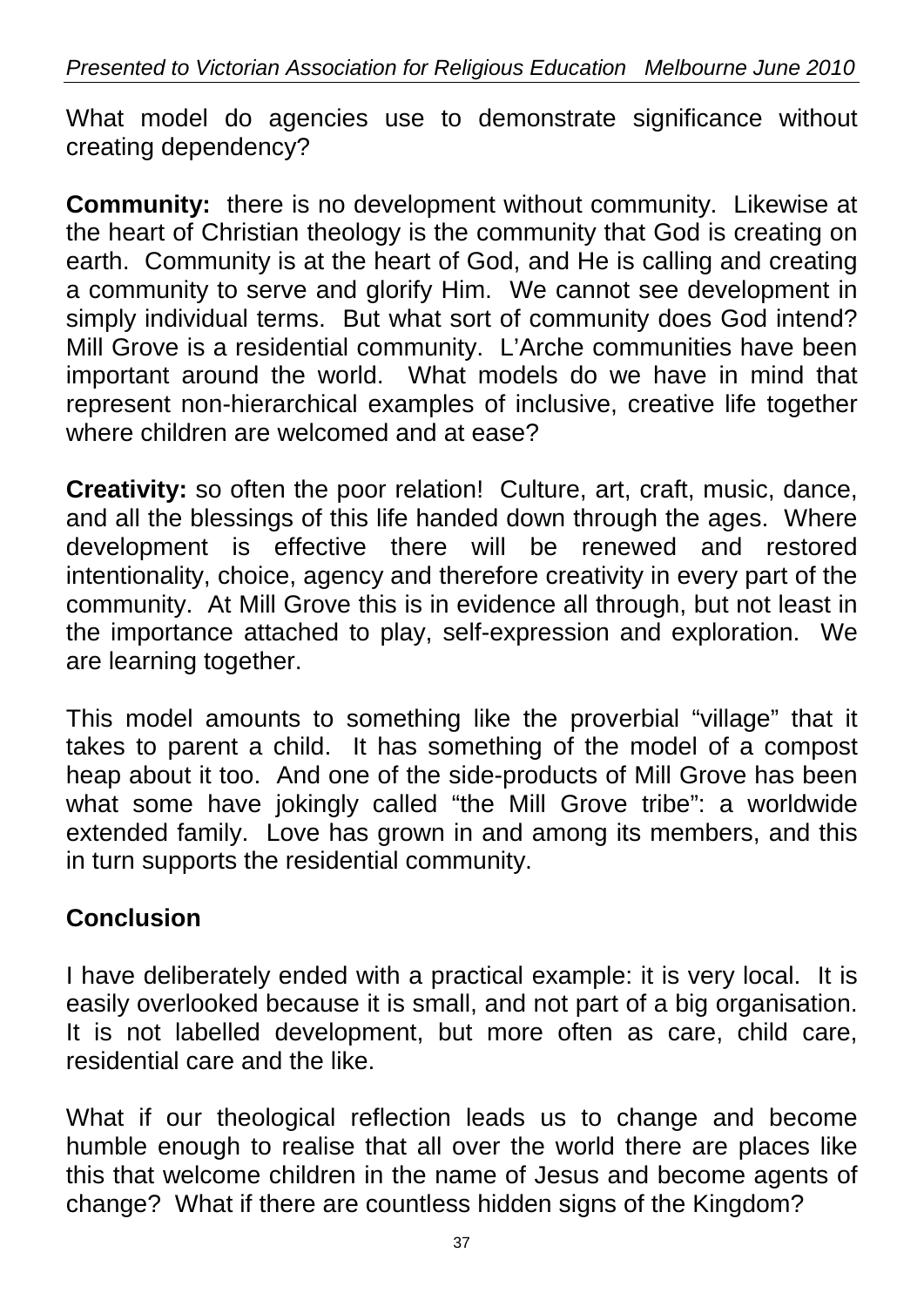What model do agencies use to demonstrate significance without creating dependency?

**Community:** there is no development without community. Likewise at the heart of Christian theology is the community that God is creating on earth. Community is at the heart of God, and He is calling and creating a community to serve and glorify Him. We cannot see development in simply individual terms. But what sort of community does God intend? Mill Grove is a residential community. L'Arche communities have been important around the world. What models do we have in mind that represent non-hierarchical examples of inclusive, creative life together where children are welcomed and at ease?

**Creativity:** so often the poor relation! Culture, art, craft, music, dance, and all the blessings of this life handed down through the ages. Where development is effective there will be renewed and restored intentionality, choice, agency and therefore creativity in every part of the community. At Mill Grove this is in evidence all through, but not least in the importance attached to play, self-expression and exploration. We are learning together.

This model amounts to something like the proverbial "village" that it takes to parent a child. It has something of the model of a compost heap about it too. And one of the side-products of Mill Grove has been what some have jokingly called "the Mill Grove tribe": a worldwide extended family. Love has grown in and among its members, and this in turn supports the residential community.

## Conclusion

I have deliberately ended with a practical example: it is very local. It is easily overlooked because it is small, and not part of a big organisation. It is not labelled development, but more often as care, child care, residential care and the like.

What if our theological reflection leads us to change and become humble enough to realise that all over the world there are places like this that welcome children in the name of Jesus and become agents of change? What if there are countless hidden signs of the Kingdom?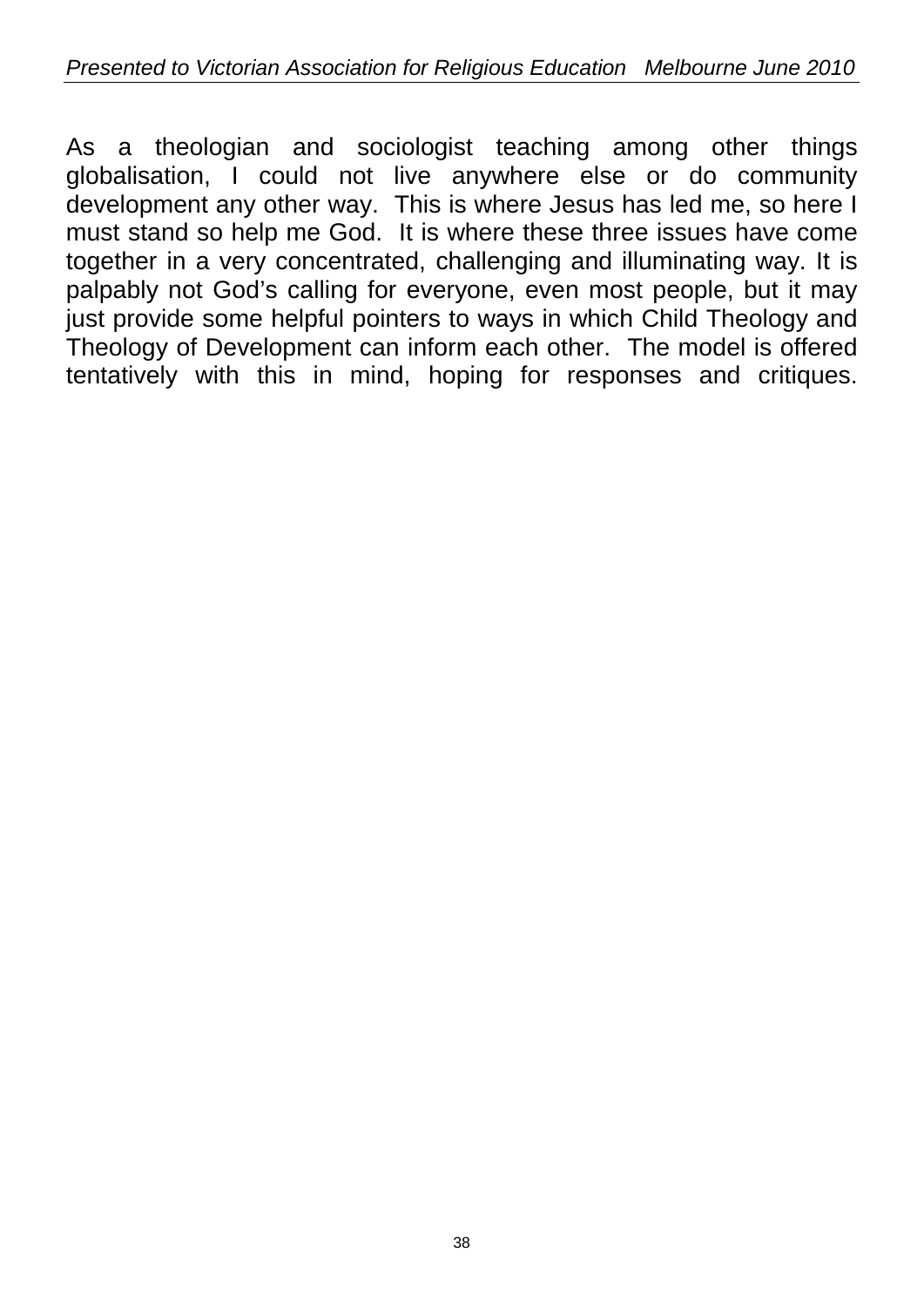As a theologian and sociologist teaching among other things globalisation, I could not live anywhere else or do community development any other way. This is where Jesus has led me, so here I must stand so help me God. It is where these three issues have come together in a very concentrated, challenging and illuminating way. It is palpably not God's calling for everyone, even most people, but it may just provide some helpful pointers to ways in which Child Theology and Theology of Development can inform each other. The model is offered tentatively with this in mind, hoping for responses and critiques.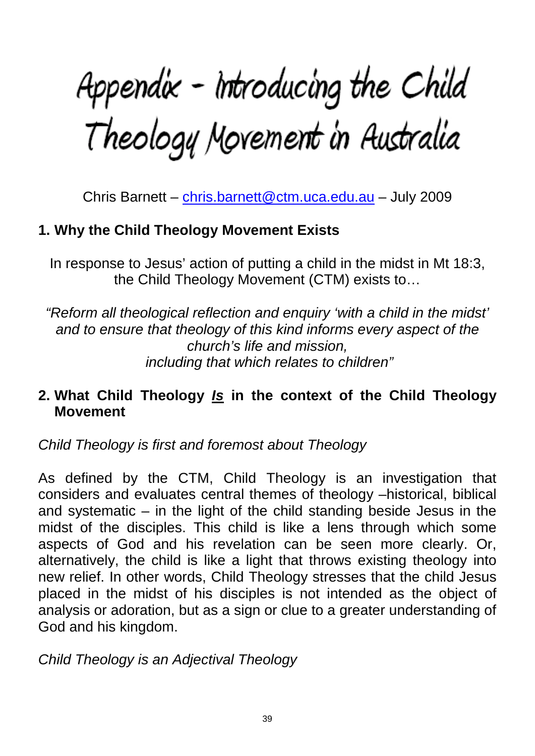# Appendix - Introducing the Child Theology Movement in Australia

Chris Barnett – [chris.barnett@ctm.uca.edu.au](mailto:chris.barnett@ctm.uca.edu.au) – July 2009

## 1. Why the Child Theology Movement Exists

In response to Jesus' action of putting a child in the midst in Mt 18:3, the Child Theology Movement (CTM) exists to…

*"Reform all theological reflection and enquiry 'with a child in the midst' and to ensure that theology of this kind informs every aspect of the church's life and mission, including that which relates to children"*

## 2. What Child Theology ***Is*** in the context of the Child Theology Movement

*Child Theology is first and foremost about Theology*

As defined by the CTM, Child Theology is an investigation that considers and evaluates central themes of theology –historical, biblical and systematic – in the light of the child standing beside Jesus in the midst of the disciples. This child is like a lens through which some aspects of God and his revelation can be seen more clearly. Or, alternatively, the child is like a light that throws existing theology into new relief. In other words, Child Theology stresses that the child Jesus placed in the midst of his disciples is not intended as the object of analysis or adoration, but as a sign or clue to a greater understanding of God and his kingdom.

*Child Theology is an Adjectival Theology*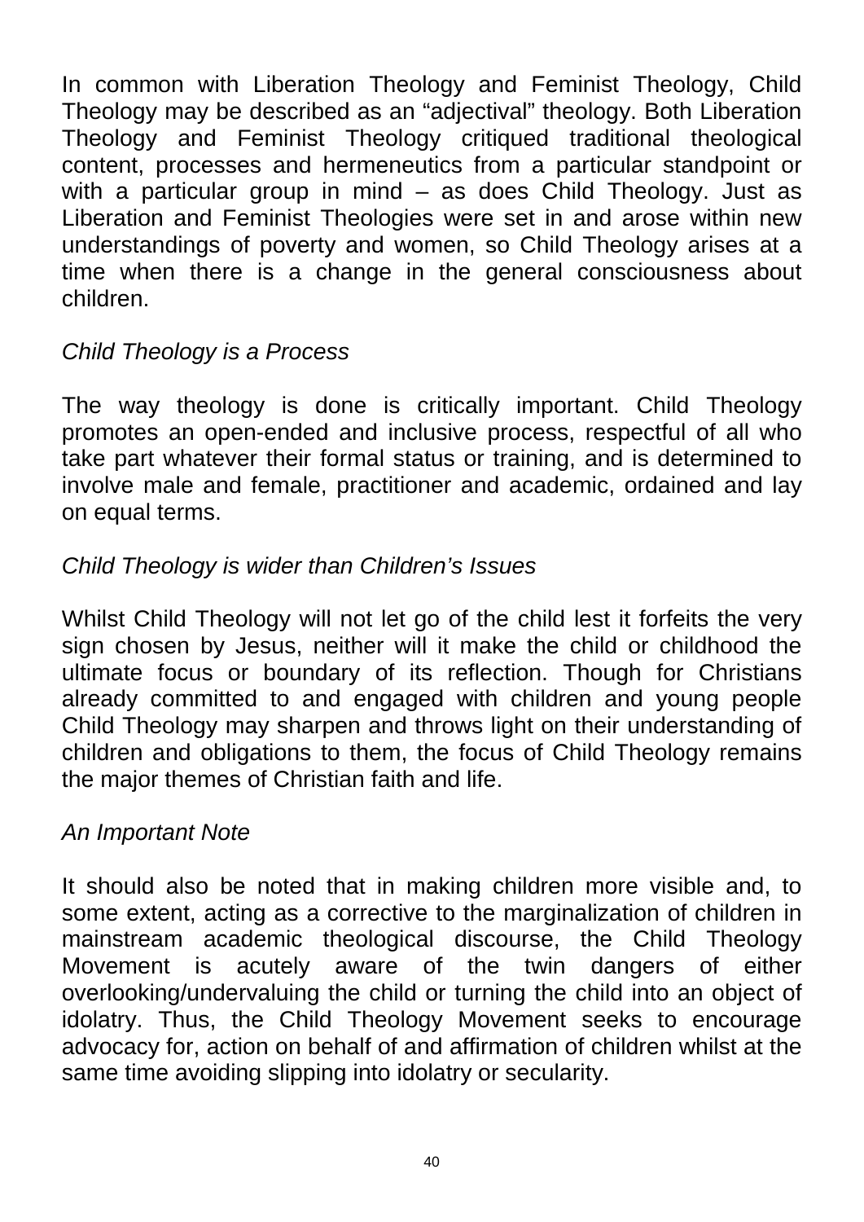In common with Liberation Theology and Feminist Theology, Child Theology may be described as an “adjectival” theology. Both Liberation Theology and Feminist Theology critiqued traditional theological content, processes and hermeneutics from a particular standpoint or with a particular group in mind – as does Child Theology. Just as Liberation and Feminist Theologies were set in and arose within new understandings of poverty and women, so Child Theology arises at a time when there is a change in the general consciousness about children.

*Child Theology is a Process*

The way theology is done is critically important. Child Theology promotes an open-ended and inclusive process, respectful of all who take part whatever their formal status or training, and is determined to involve male and female, practitioner and academic, ordained and lay on equal terms.

*Child Theology is wider than Children’s Issues*

Whilst Child Theology will not let go of the child lest it forfeits the very sign chosen by Jesus, neither will it make the child or childhood the ultimate focus or boundary of its reflection. Though for Christians already committed to and engaged with children and young people Child Theology may sharpen and throws light on their understanding of children and obligations to them, the focus of Child Theology remains the major themes of Christian faith and life.

*An Important Note*

It should also be noted that in making children more visible and, to some extent, acting as a corrective to the marginalization of children in mainstream academic theological discourse, the Child Theology Movement is acutely aware of the twin dangers of either overlooking/undervaluing the child or turning the child into an object of idolatry. Thus, the Child Theology Movement seeks to encourage advocacy for, action on behalf of and affirmation of children whilst at the same time avoiding slipping into idolatry or secularity.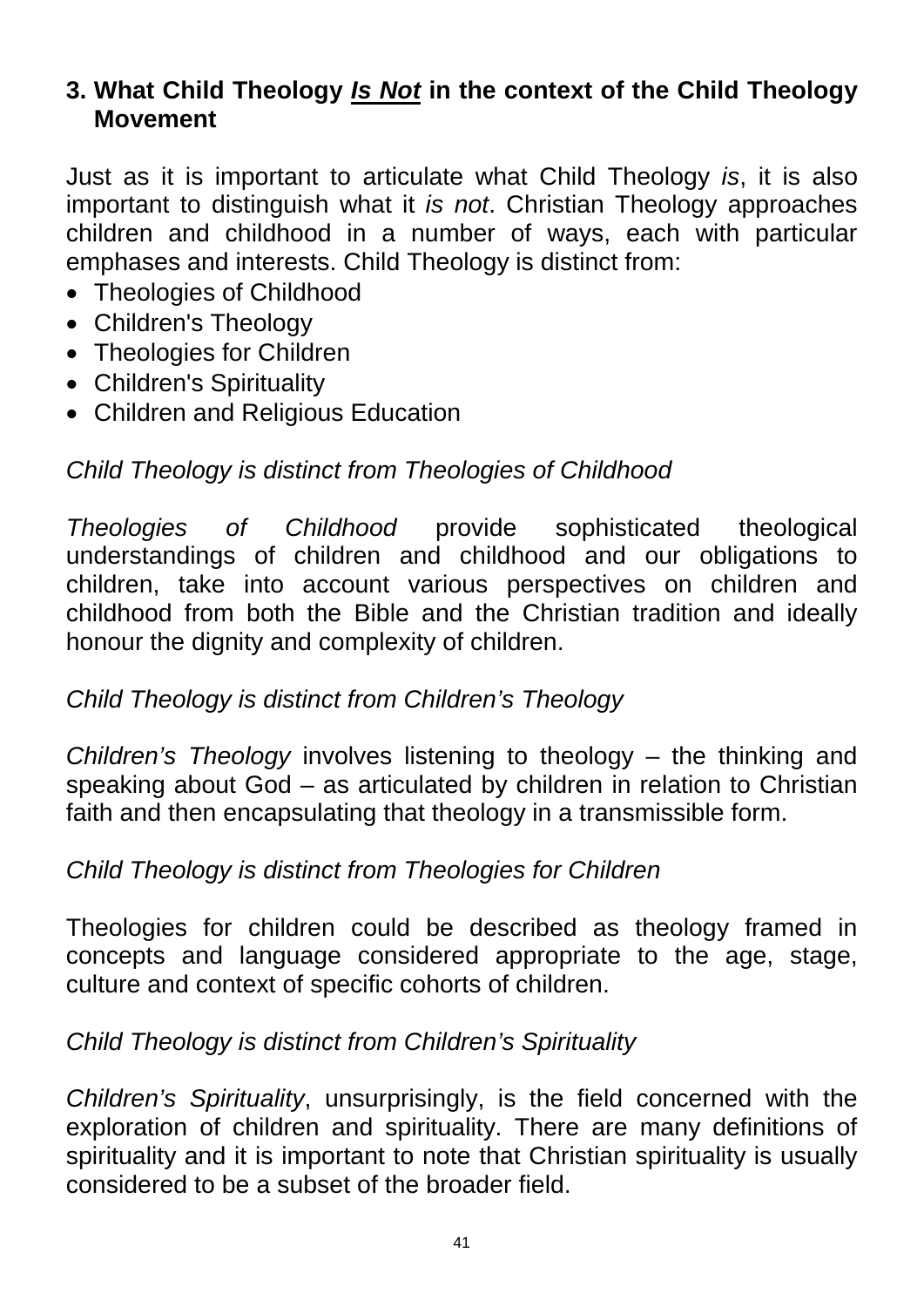## 3. What Child Theology ***<u>Is Not</u>*** in the context of the Child Theology Movement

Just as it is important to articulate what Child Theology *is*, it is also important to distinguish what it *is not*. Christian Theology approaches children and childhood in a number of ways, each with particular emphases and interests. Child Theology is distinct from:

- Theologies of Childhood
- Children's Theology
- Theologies for Children
- Children's Spirituality
- Children and Religious Education

*Child Theology is distinct from Theologies of Childhood*

*Theologies of Childhood* provide sophisticated theological understandings of children and childhood and our obligations to children, take into account various perspectives on children and childhood from both the Bible and the Christian tradition and ideally honour the dignity and complexity of children.

*Child Theology is distinct from Children's Theology*

*Children's Theology* involves listening to theology – the thinking and speaking about God – as articulated by children in relation to Christian faith and then encapsulating that theology in a transmissible form.

*Child Theology is distinct from Theologies for Children*

Theologies for children could be described as theology framed in concepts and language considered appropriate to the age, stage, culture and context of specific cohorts of children.

*Child Theology is distinct from Children's Spirituality*

*Children's Spirituality*, unsurprisingly, is the field concerned with the exploration of children and spirituality. There are many definitions of spirituality and it is important to note that Christian spirituality is usually considered to be a subset of the broader field.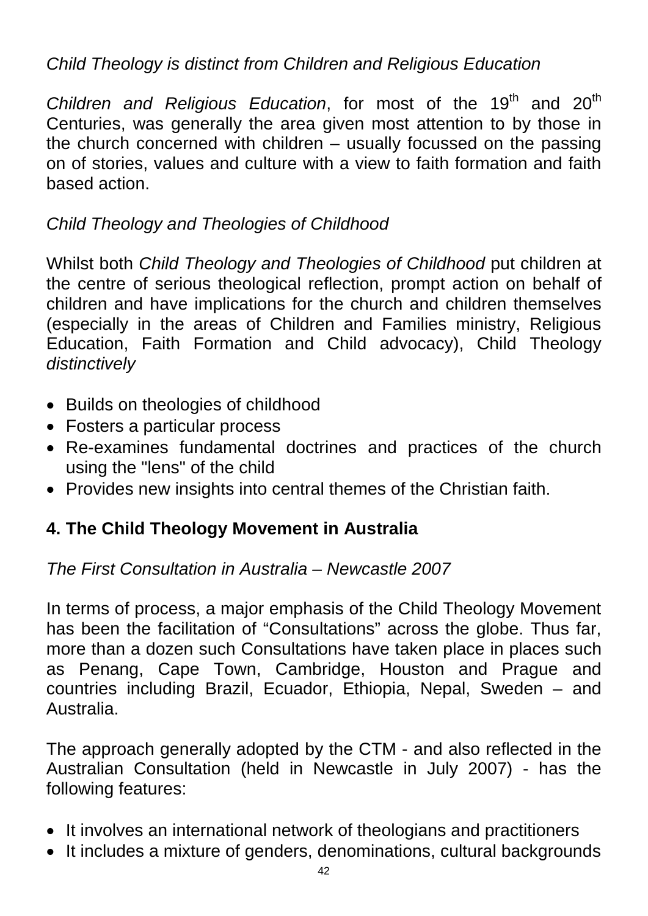*Child Theology is distinct from Children and Religious Education*

*Children and Religious Education*, for most of the 19th and 20th Centuries, was generally the area given most attention to by those in the church concerned with children – usually focussed on the passing on of stories, values and culture with a view to faith formation and faith based action.

*Child Theology and Theologies of Childhood*

Whilst both *Child Theology and Theologies of Childhood* put children at the centre of serious theological reflection, prompt action on behalf of children and have implications for the church and children themselves (especially in the areas of Children and Families ministry, Religious Education, Faith Formation and Child advocacy), Child Theology *distinctively*

- Builds on theologies of childhood
- Fosters a particular process
- Re-examines fundamental doctrines and practices of the church using the "lens" of the child
- Provides new insights into central themes of the Christian faith.

## 4. The Child Theology Movement in Australia

*The First Consultation in Australia – Newcastle 2007*

In terms of process, a major emphasis of the Child Theology Movement has been the facilitation of "Consultations" across the globe. Thus far, more than a dozen such Consultations have taken place in places such as Penang, Cape Town, Cambridge, Houston and Prague and countries including Brazil, Ecuador, Ethiopia, Nepal, Sweden – and Australia.

The approach generally adopted by the CTM - and also reflected in the Australian Consultation (held in Newcastle in July 2007) - has the following features:

- It involves an international network of theologians and practitioners
- It includes a mixture of genders, denominations, cultural backgrounds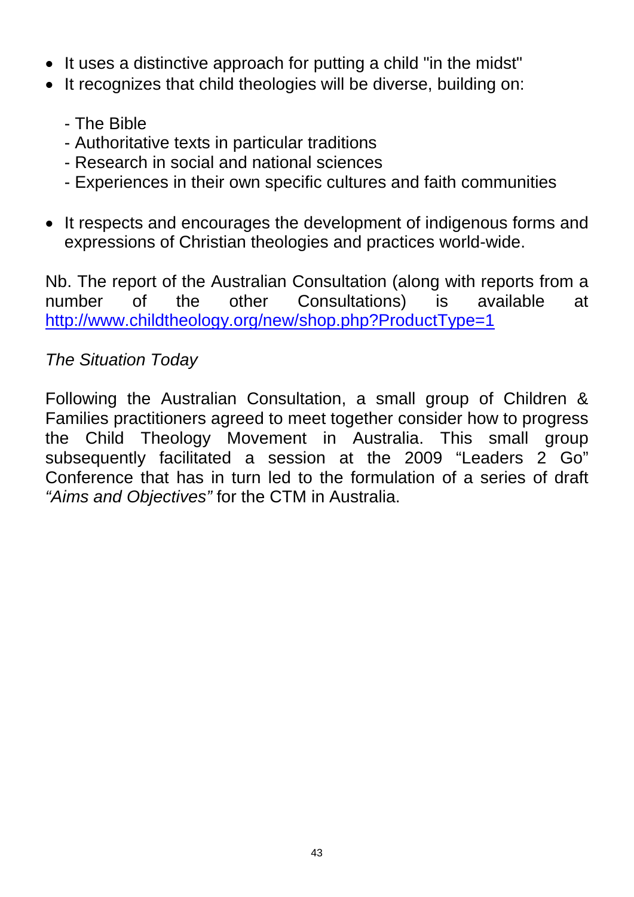- It uses a distinctive approach for putting a child "in the midst"
- It recognizes that child theologies will be diverse, building on:

  - The Bible
  - Authoritative texts in particular traditions
  - Research in social and national sciences
  - Experiences in their own specific cultures and faith communities

- It respects and encourages the development of indigenous forms and expressions of Christian theologies and practices world-wide.

Nb. The report of the Australian Consultation (along with reports from a number of the other Consultations) is available at http://www.childtheology.org/new/shop.php?ProductType=1

*The Situation Today*

Following the Australian Consultation, a small group of Children & Families practitioners agreed to meet together consider how to progress the Child Theology Movement in Australia. This small group subsequently facilitated a session at the 2009 "Leaders 2 Go" Conference that has in turn led to the formulation of a series of draft *"Aims and Objectives"* for the CTM in Australia.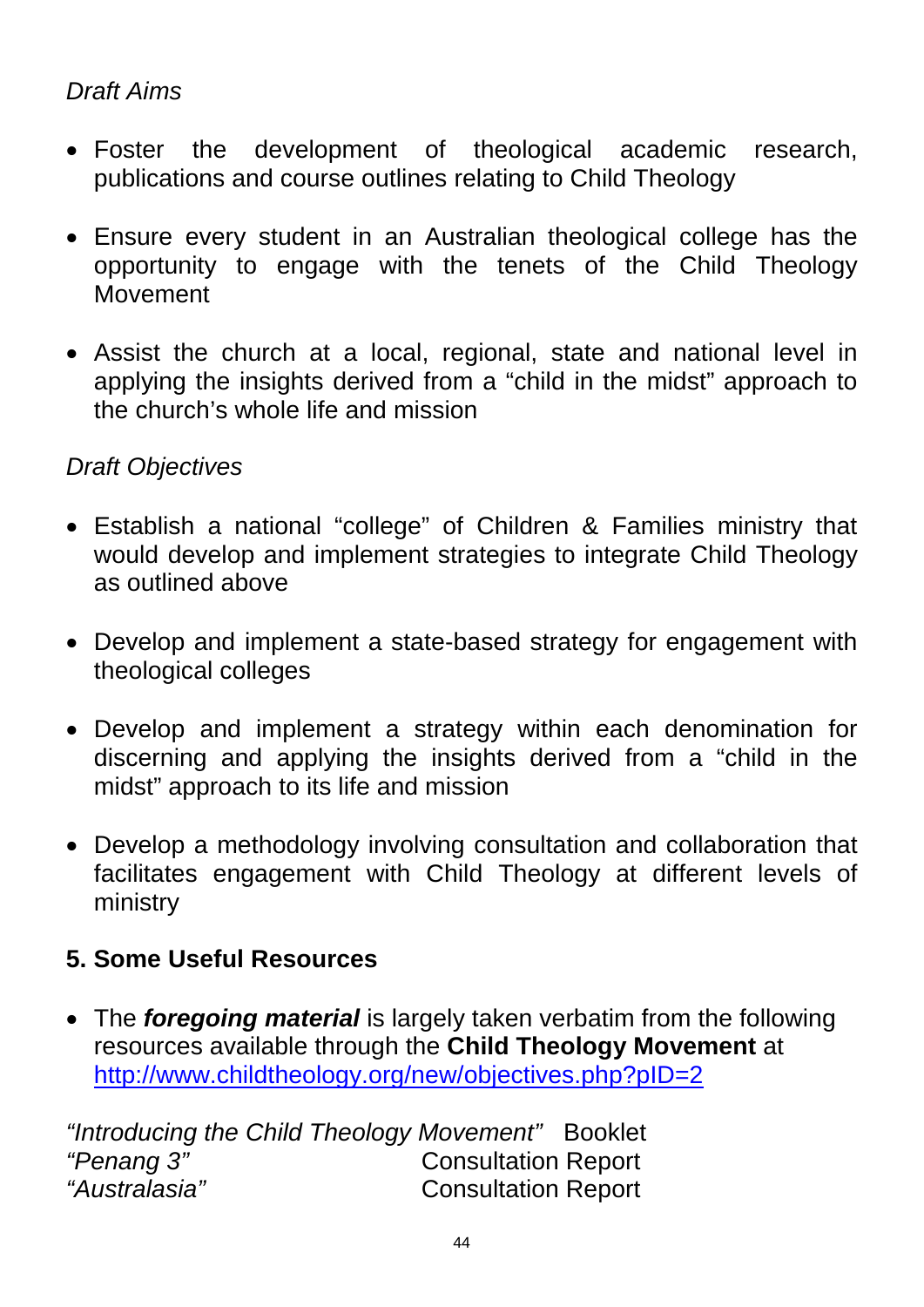*Draft Aims*

- Foster the development of theological academic research, publications and course outlines relating to Child Theology
- Ensure every student in an Australian theological college has the opportunity to engage with the tenets of the Child Theology Movement
- Assist the church at a local, regional, state and national level in applying the insights derived from a “child in the midst” approach to the church’s whole life and mission

*Draft Objectives*

- Establish a national “college” of Children & Families ministry that would develop and implement strategies to integrate Child Theology as outlined above
- Develop and implement a state-based strategy for engagement with theological colleges
- Develop and implement a strategy within each denomination for discerning and applying the insights derived from a “child in the midst” approach to its life and mission
- Develop a methodology involving consultation and collaboration that facilitates engagement with Child Theology at different levels of ministry

### 5. Some Useful Resources

- The ***foregoing material*** is largely taken verbatim from the following resources available through the **Child Theology Movement** at http://www.childtheology.org/new/objectives.php?pID=2

| | |
|---|---|
| *“Introducing the Child Theology Movement”* | Booklet |
| *“Penang 3”* | Consultation Report |
| *“Australasia”* | Consultation Report |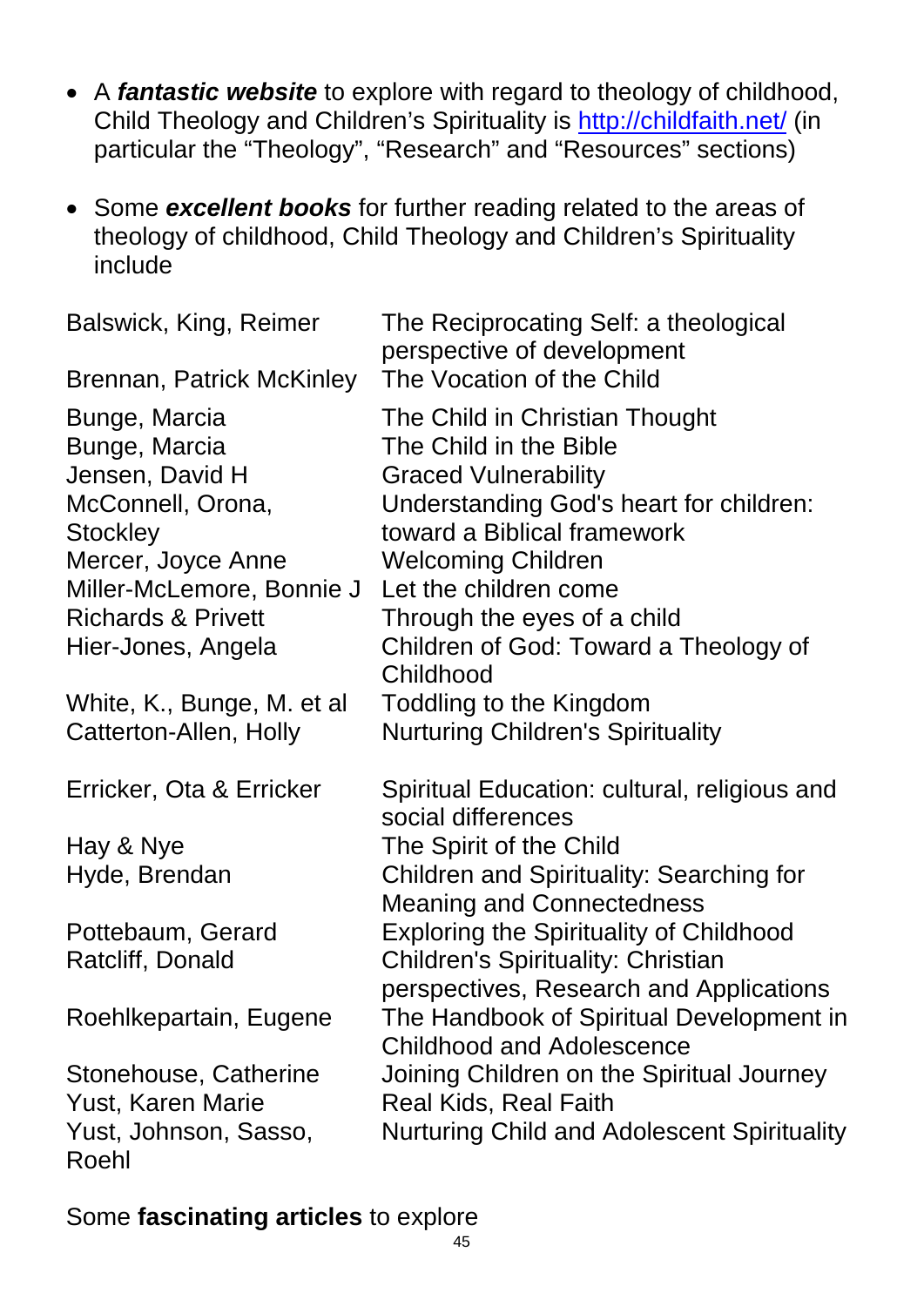- A ***fantastic website*** to explore with regard to theology of childhood, Child Theology and Children's Spirituality is http://childfaith.net/ (in particular the "Theology", "Research" and "Resources" sections)

- Some ***excellent books*** for further reading related to the areas of theology of childhood, Child Theology and Children's Spirituality include

| | |
|---|---|
| Balswick, King, Reimer | The Reciprocating Self: a theological perspective of development |
| Brennan, Patrick McKinley | The Vocation of the Child |
| Bunge, Marcia | The Child in Christian Thought |
| Bunge, Marcia | The Child in the Bible |
| Jensen, David H | Graced Vulnerability |
| McConnell, Orona, Stockley | Understanding God's heart for children: toward a Biblical framework |
| Mercer, Joyce Anne | Welcoming Children |
| Miller-McLemore, Bonnie J | Let the children come |
| Richards & Privett | Through the eyes of a child |
| Hier-Jones, Angela | Children of God: Toward a Theology of Childhood |
| White, K., Bunge, M. et al | Toddling to the Kingdom |
| Catterton-Allen, Holly | Nurturing Children's Spirituality |
| Erricker, Ota & Erricker | Spiritual Education: cultural, religious and social differences |
| Hay & Nye | The Spirit of the Child |
| Hyde, Brendan | Children and Spirituality: Searching for Meaning and Connectedness |
| Pottebaum, Gerard | Exploring the Spirituality of Childhood |
| Ratcliff, Donald | Children's Spirituality: Christian perspectives, Research and Applications |
| Roehlkepartain, Eugene | The Handbook of Spiritual Development in Childhood and Adolescence |
| Stonehouse, Catherine | Joining Children on the Spiritual Journey |
| Yust, Karen Marie | Real Kids, Real Faith |
| Yust, Johnson, Sasso, Roehl | Nurturing Child and Adolescent Spirituality |

Some **fascinating articles** to explore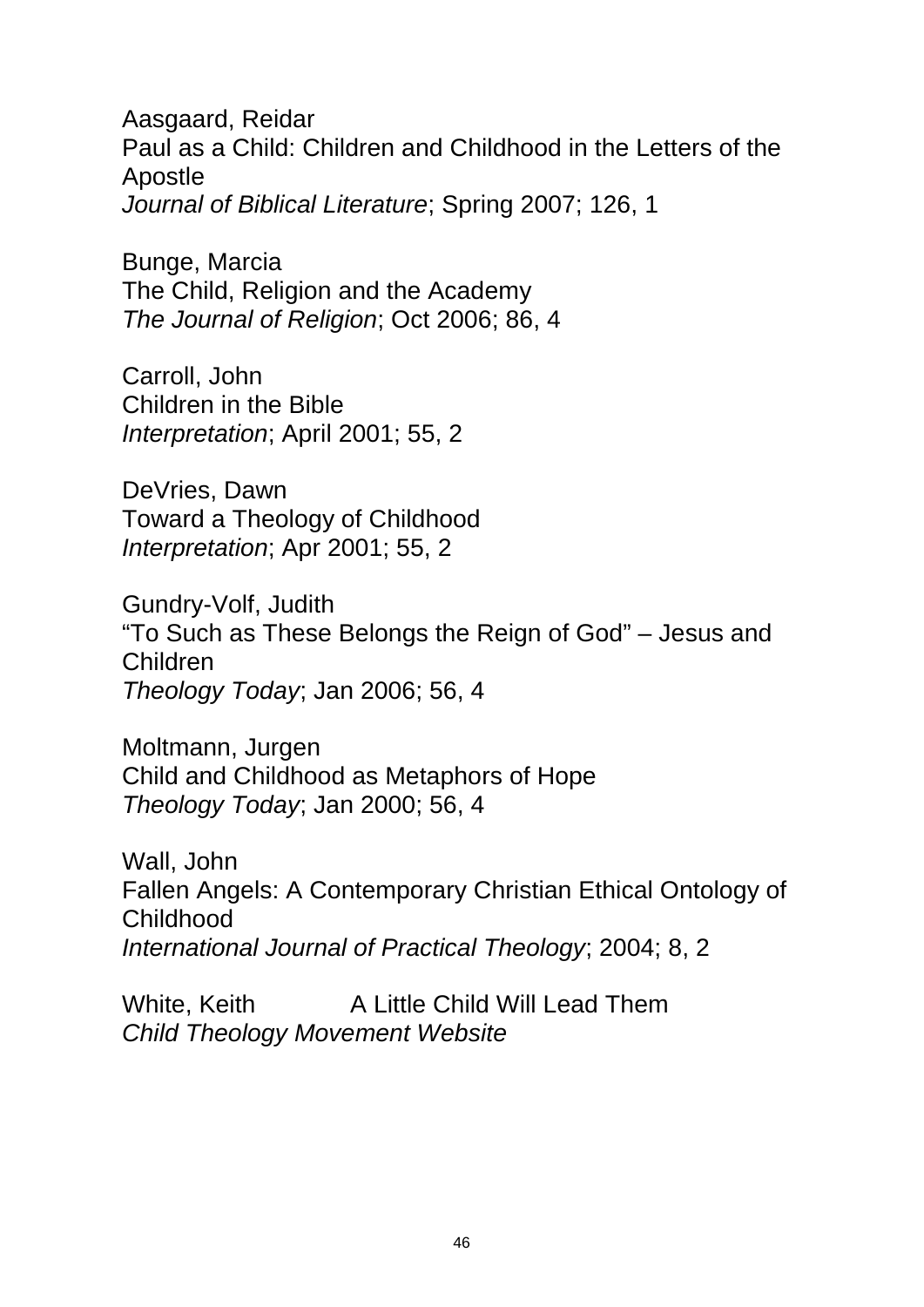Aasgaard, Reidar
Paul as a Child: Children and Childhood in the Letters of the Apostle
*Journal of Biblical Literature*; Spring 2007; 126, 1

Bunge, Marcia
The Child, Religion and the Academy
*The Journal of Religion*; Oct 2006; 86, 4

Carroll, John
Children in the Bible
*Interpretation*; April 2001; 55, 2

DeVries, Dawn
Toward a Theology of Childhood
*Interpretation*; Apr 2001; 55, 2

Gundry-Volf, Judith
"To Such as These Belongs the Reign of God" – Jesus and Children
*Theology Today*; Jan 2006; 56, 4

Moltmann, Jurgen
Child and Childhood as Metaphors of Hope
*Theology Today*; Jan 2000; 56, 4

Wall, John
Fallen Angels: A Contemporary Christian Ethical Ontology of Childhood
*International Journal of Practical Theology*; 2004; 8, 2

White, Keith A Little Child Will Lead Them
*Child Theology Movement Website*